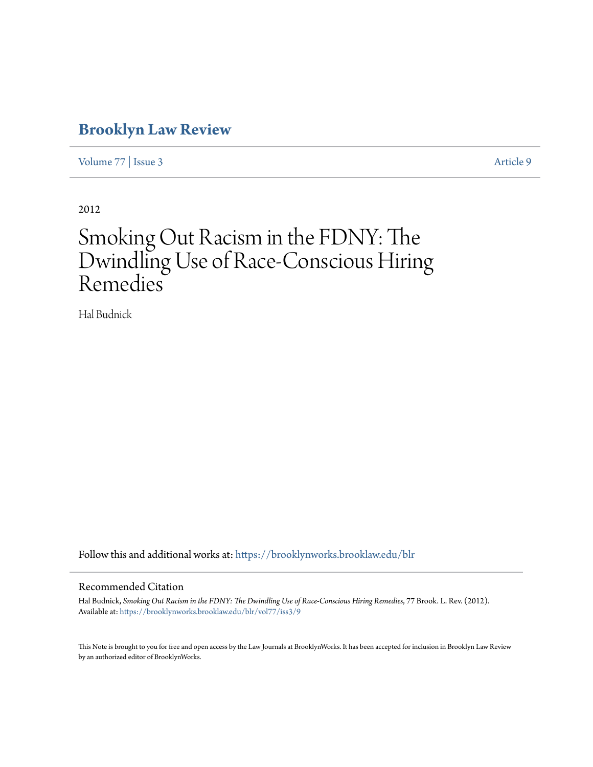# Brooklyn Law Review

Volume 77 | Issue 3 Article 9

2012

# Smoking Out Racism in the FDNY: The Dwindling Use of Race-Conscious Hiring Remedies

Hal Budnick

Follow this and additional works at: https://brooklynworks.brooklaw.edu/blr

## Recommended Citation

Hal Budnick, *Smoking Out Racism in the FDNY: The Dwindling Use of Race-Conscious Hiring Remedies*, 77 Brook. L. Rev. (2012).
Available at: https://brooklynworks.brooklaw.edu/blr/vol77/iss3/9

This Note is brought to you for free and open access by the Law Journals at BrooklynWorks. It has been accepted for inclusion in Brooklyn Law Review by an authorized editor of BrooklynWorks.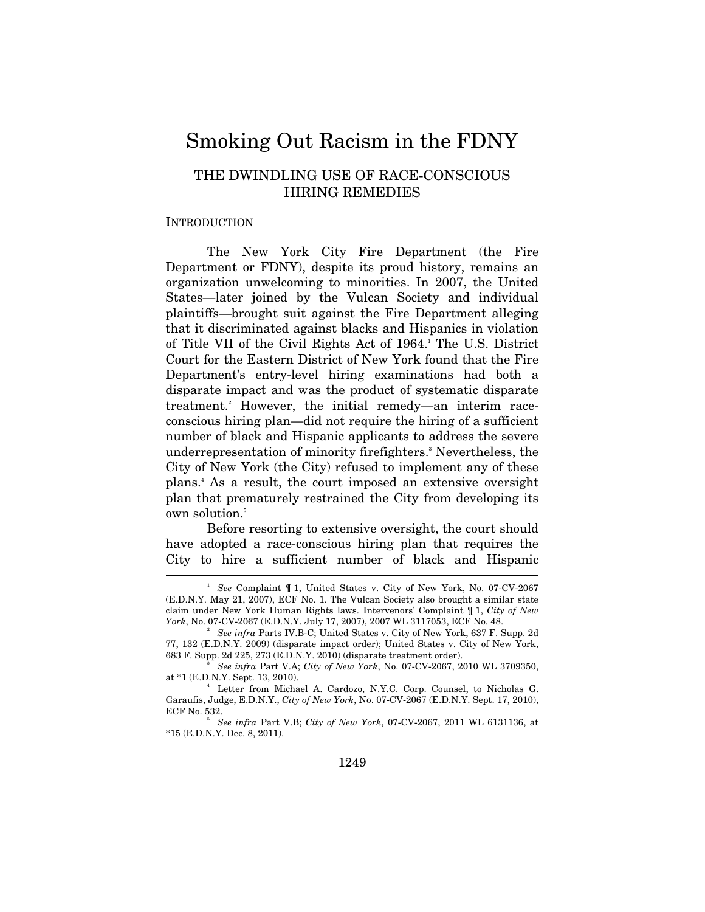# Smoking Out Racism in the FDNY

## THE DWINDLING USE OF RACE-CONSCIOUS HIRING REMEDIES

INTRODUCTION

The New York City Fire Department (the Fire Department or FDNY), despite its proud history, remains an organization unwelcoming to minorities. In 2007, the United States—later joined by the Vulcan Society and individual plaintiffs—brought suit against the Fire Department alleging that it discriminated against blacks and Hispanics in violation of Title VII of the Civil Rights Act of 1964.[1] The U.S. District Court for the Eastern District of New York found that the Fire Department's entry-level hiring examinations had both a disparate impact and was the product of systematic disparate treatment.[2] However, the initial remedy—an interim race-conscious hiring plan—did not require the hiring of a sufficient number of black and Hispanic applicants to address the severe underrepresentation of minority firefighters.[3] Nevertheless, the City of New York (the City) refused to implement any of these plans.[4] As a result, the court imposed an extensive oversight plan that prematurely restrained the City from developing its own solution.[5]

Before resorting to extensive oversight, the court should have adopted a race-conscious hiring plan that requires the City to hire a sufficient number of black and Hispanic

---

[1] *See* Complaint ¶ 1, United States v. City of New York, No. 07-CV-2067 (E.D.N.Y. May 21, 2007), ECF No. 1. The Vulcan Society also brought a similar state claim under New York Human Rights laws. Intervenors' Complaint ¶ 1, *City of New York*, No. 07-CV-2067 (E.D.N.Y. July 17, 2007), 2007 WL 3117053, ECF No. 48.

[2] *See infra* Parts IV.B-C; United States v. City of New York, 637 F. Supp. 2d 77, 132 (E.D.N.Y. 2009) (disparate impact order); United States v. City of New York, 683 F. Supp. 2d 225, 273 (E.D.N.Y. 2010) (disparate treatment order).

[3] *See infra* Part V.A; *City of New York*, No. 07-CV-2067, 2010 WL 3709350, at *1 (E.D.N.Y. Sept. 13, 2010).

[4] Letter from Michael A. Cardozo, N.Y.C. Corp. Counsel, to Nicholas G. Garaufis, Judge, E.D.N.Y., *City of New York*, No. 07-CV-2067 (E.D.N.Y. Sept. 17, 2010), ECF No. 532.

[5] *See infra* Part V.B; *City of New York*, 07-CV-2067, 2011 WL 6131136, at *15 (E.D.N.Y. Dec. 8, 2011).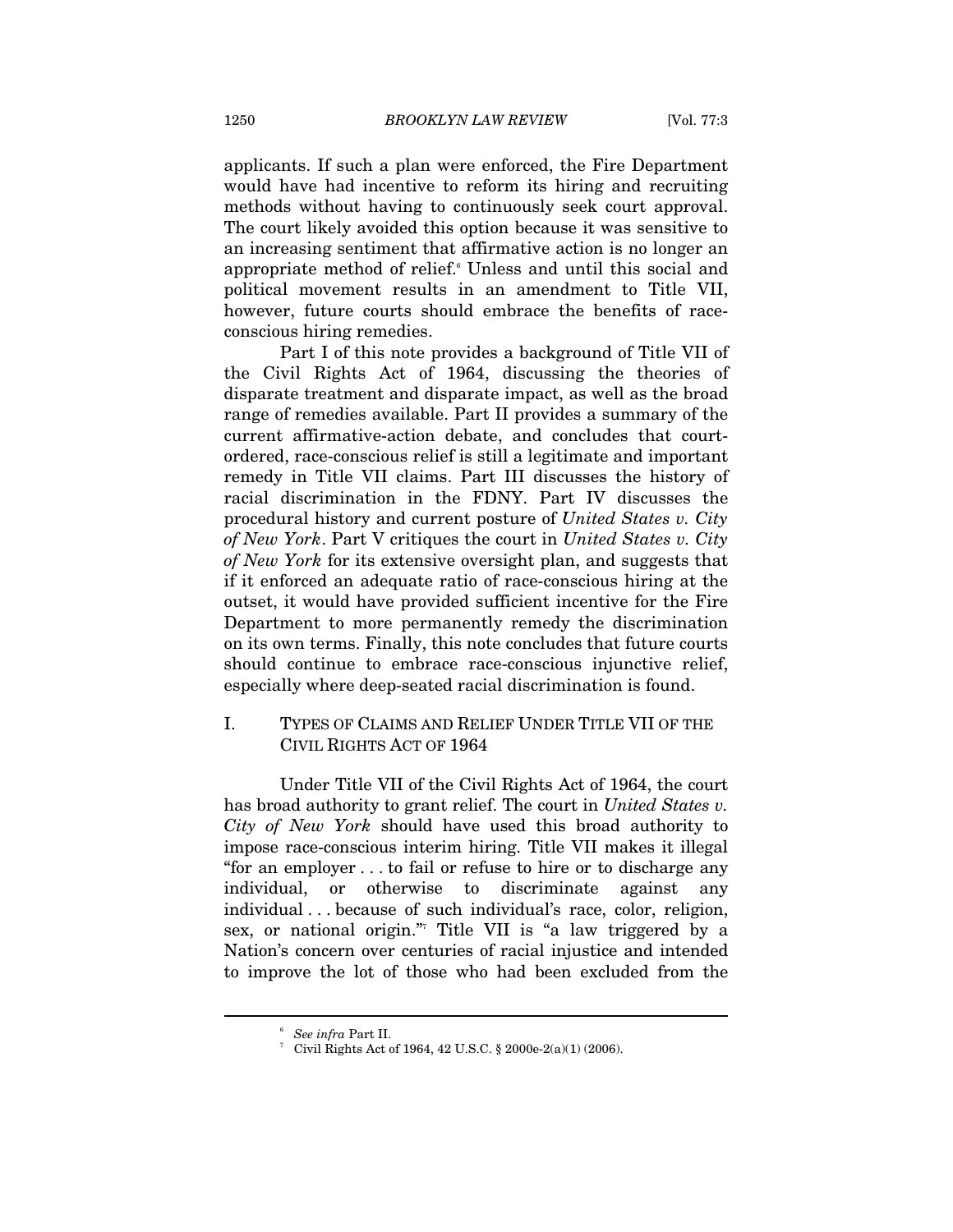applicants. If such a plan were enforced, the Fire Department would have had incentive to reform its hiring and recruiting methods without having to continuously seek court approval. The court likely avoided this option because it was sensitive to an increasing sentiment that affirmative action is no longer an appropriate method of relief.[6] Unless and until this social and political movement results in an amendment to Title VII, however, future courts should embrace the benefits of race-conscious hiring remedies.

Part I of this note provides a background of Title VII of the Civil Rights Act of 1964, discussing the theories of disparate treatment and disparate impact, as well as the broad range of remedies available. Part II provides a summary of the current affirmative-action debate, and concludes that court-ordered, race-conscious relief is still a legitimate and important remedy in Title VII claims. Part III discusses the history of racial discrimination in the FDNY. Part IV discusses the procedural history and current posture of *United States v. City of New York*. Part V critiques the court in *United States v. City of New York* for its extensive oversight plan, and suggests that if it enforced an adequate ratio of race-conscious hiring at the outset, it would have provided sufficient incentive for the Fire Department to more permanently remedy the discrimination on its own terms. Finally, this note concludes that future courts should continue to embrace race-conscious injunctive relief, especially where deep-seated racial discrimination is found.

## I. TYPES OF CLAIMS AND RELIEF UNDER TITLE VII OF THE CIVIL RIGHTS ACT OF 1964

Under Title VII of the Civil Rights Act of 1964, the court has broad authority to grant relief. The court in *United States v. City of New York* should have used this broad authority to impose race-conscious interim hiring. Title VII makes it illegal "for an employer . . . to fail or refuse to hire or to discharge any individual, or otherwise to discriminate against any individual . . . because of such individual's race, color, religion, sex, or national origin."[7] Title VII is "a law triggered by a Nation's concern over centuries of racial injustice and intended to improve the lot of those who had been excluded from the

---

[6] *See infra* Part II.

[7] Civil Rights Act of 1964, 42 U.S.C. § 2000e-2(a)(1) (2006).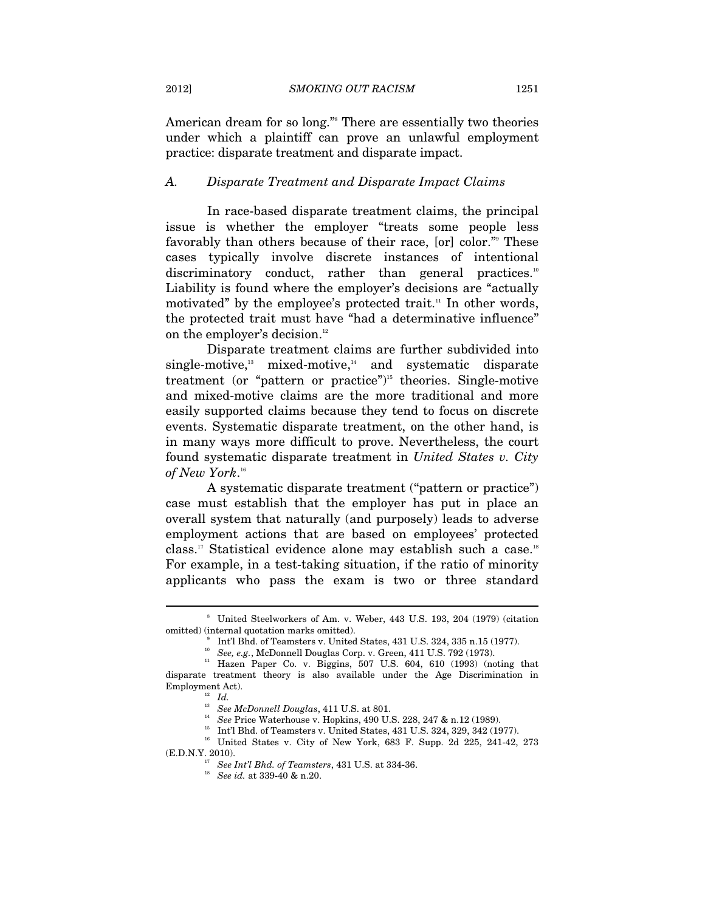American dream for so long."[8] There are essentially two theories under which a plaintiff can prove an unlawful employment practice: disparate treatment and disparate impact.

### A. *Disparate Treatment and Disparate Impact Claims*

In race-based disparate treatment claims, the principal issue is whether the employer "treats some people less favorably than others because of their race, [or] color."[9] These cases typically involve discrete instances of intentional discriminatory conduct, rather than general practices.[10] Liability is found where the employer's decisions are "actually motivated" by the employee's protected trait.[11] In other words, the protected trait must have "had a determinative influence" on the employer's decision.[12]

Disparate treatment claims are further subdivided into single-motive,[13] mixed-motive,[14] and systematic disparate treatment (or "pattern or practice")[15] theories. Single-motive and mixed-motive claims are the more traditional and more easily supported claims because they tend to focus on discrete events. Systematic disparate treatment, on the other hand, is in many ways more difficult to prove. Nevertheless, the court found systematic disparate treatment in *United States v. City of New York*.[16]

A systematic disparate treatment ("pattern or practice") case must establish that the employer has put in place an overall system that naturally (and purposely) leads to adverse employment actions that are based on employees' protected class.[17] Statistical evidence alone may establish such a case.[18] For example, in a test-taking situation, if the ratio of minority applicants who pass the exam is two or three standard

---

[8] United Steelworkers of Am. v. Weber, 443 U.S. 193, 204 (1979) (citation omitted) (internal quotation marks omitted).

[9] Int'l Bhd. of Teamsters v. United States, 431 U.S. 324, 335 n.15 (1977).

[10] *See, e.g.*, McDonnell Douglas Corp. v. Green, 411 U.S. 792 (1973).

[11] Hazen Paper Co. v. Biggins, 507 U.S. 604, 610 (1993) (noting that disparate treatment theory is also available under the Age Discrimination in Employment Act).

[12] *Id.*

[13] *See McDonnell Douglas*, 411 U.S. at 801.

[14] *See* Price Waterhouse v. Hopkins, 490 U.S. 228, 247 & n.12 (1989).

[15] Int'l Bhd. of Teamsters v. United States, 431 U.S. 324, 329, 342 (1977).

[16] United States v. City of New York, 683 F. Supp. 2d 225, 241-42, 273 (E.D.N.Y. 2010).

[17] *See Int'l Bhd. of Teamsters*, 431 U.S. at 334-36.

[18] *See id.* at 339-40 & n.20.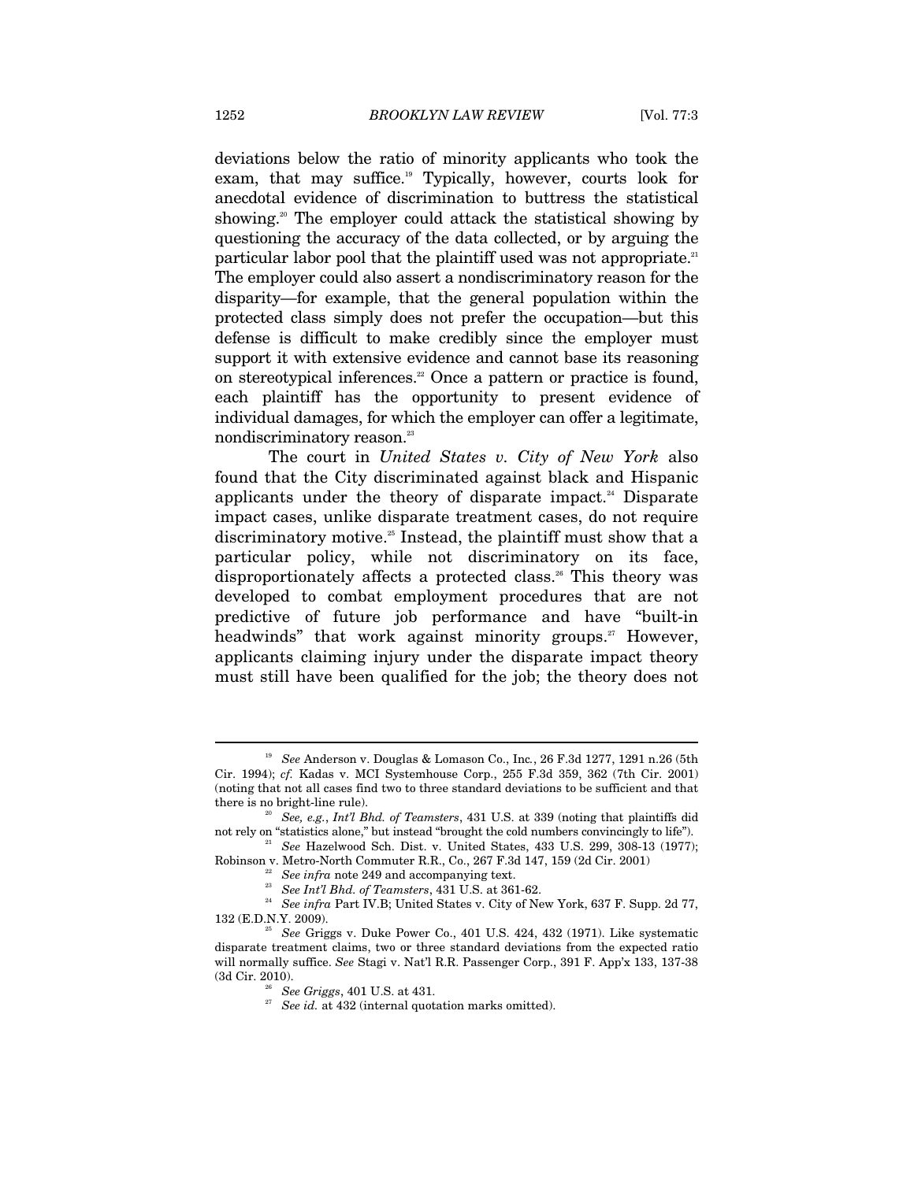deviations below the ratio of minority applicants who took the exam, that may suffice.[19] Typically, however, courts look for anecdotal evidence of discrimination to buttress the statistical showing.[20] The employer could attack the statistical showing by questioning the accuracy of the data collected, or by arguing the particular labor pool that the plaintiff used was not appropriate.[21] The employer could also assert a nondiscriminatory reason for the disparity—for example, that the general population within the protected class simply does not prefer the occupation—but this defense is difficult to make credibly since the employer must support it with extensive evidence and cannot base its reasoning on stereotypical inferences.[22] Once a pattern or practice is found, each plaintiff has the opportunity to present evidence of individual damages, for which the employer can offer a legitimate, nondiscriminatory reason.[23]

The court in *United States v. City of New York* also found that the City discriminated against black and Hispanic applicants under the theory of disparate impact.[24] Disparate impact cases, unlike disparate treatment cases, do not require discriminatory motive.[25] Instead, the plaintiff must show that a particular policy, while not discriminatory on its face, disproportionately affects a protected class.[26] This theory was developed to combat employment procedures that are not predictive of future job performance and have "built-in headwinds" that work against minority groups.[27] However, applicants claiming injury under the disparate impact theory must still have been qualified for the job; the theory does not

---

[19] *See* Anderson v. Douglas & Lomason Co., Inc., 26 F.3d 1277, 1291 n.26 (5th Cir. 1994); *cf.* Kadas v. MCI Systemhouse Corp., 255 F.3d 359, 362 (7th Cir. 2001) (noting that not all cases find two to three standard deviations to be sufficient and that there is no bright-line rule).

[20] *See, e.g.*, *Int'l Bhd. of Teamsters*, 431 U.S. at 339 (noting that plaintiffs did not rely on "statistics alone," but instead "brought the cold numbers convincingly to life").

[21] *See* Hazelwood Sch. Dist. v. United States, 433 U.S. 299, 308-13 (1977); Robinson v. Metro-North Commuter R.R., Co., 267 F.3d 147, 159 (2d Cir. 2001)

[22] *See infra* note 249 and accompanying text.

[23] *See Int'l Bhd. of Teamsters*, 431 U.S. at 361-62.

[24] *See infra* Part IV.B; United States v. City of New York, 637 F. Supp. 2d 77, 132 (E.D.N.Y. 2009).

[25] *See* Griggs v. Duke Power Co., 401 U.S. 424, 432 (1971). Like systematic disparate treatment claims, two or three standard deviations from the expected ratio will normally suffice. *See* Stagi v. Nat'l R.R. Passenger Corp., 391 F. App'x 133, 137-38 (3d Cir. 2010).

[26] *See Griggs*, 401 U.S. at 431.

[27] *See id.* at 432 (internal quotation marks omitted).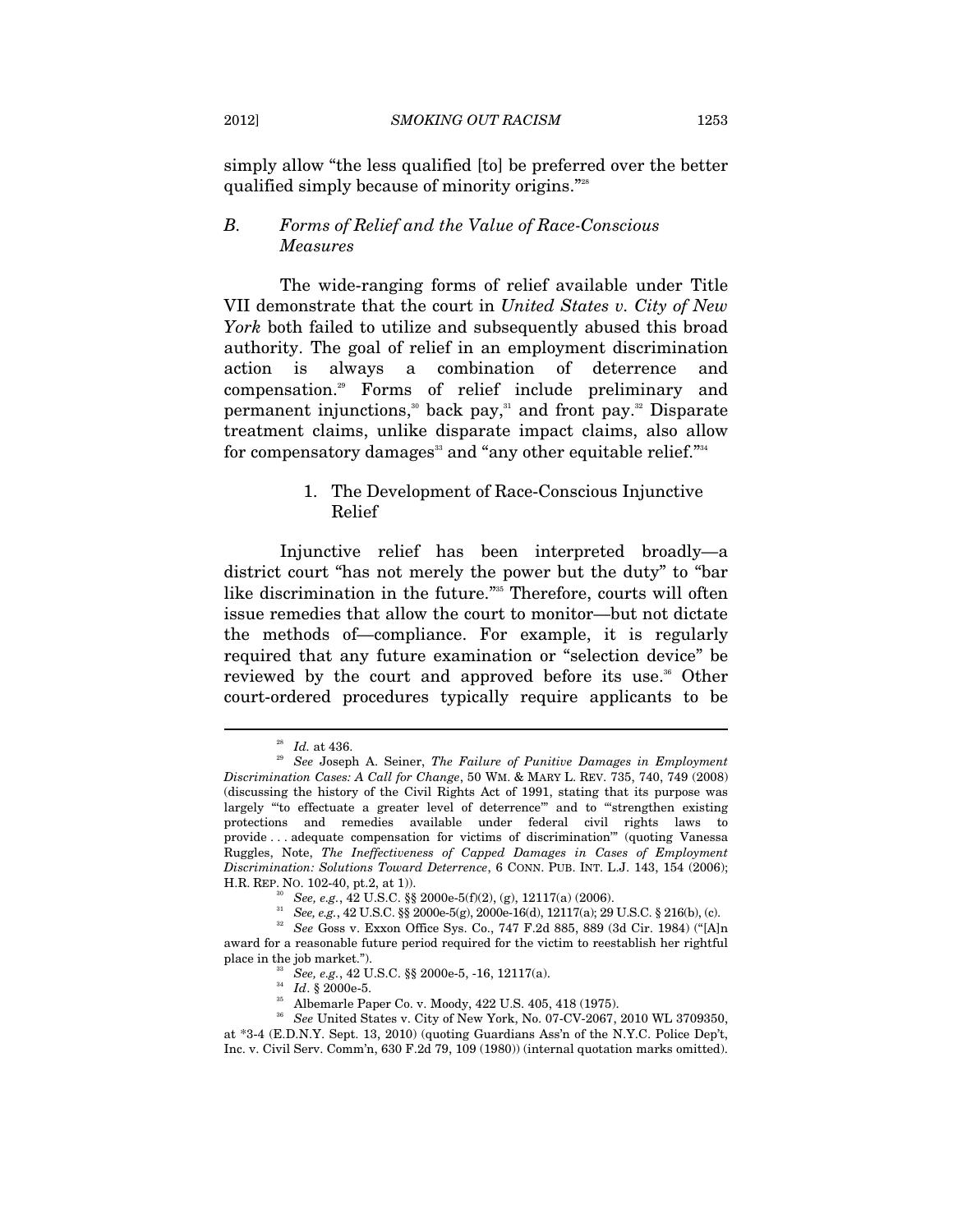simply allow "the less qualified [to] be preferred over the better qualified simply because of minority origins."[28]

### *B. Forms of Relief and the Value of Race-Conscious Measures*

The wide-ranging forms of relief available under Title VII demonstrate that the court in *United States v. City of New York* both failed to utilize and subsequently abused this broad authority. The goal of relief in an employment discrimination action is always a combination of deterrence and compensation.[29] Forms of relief include preliminary and permanent injunctions,[30] back pay,[31] and front pay.[32] Disparate treatment claims, unlike disparate impact claims, also allow for compensatory damages[33] and "any other equitable relief."[34]

#### 1. The Development of Race-Conscious Injunctive Relief

Injunctive relief has been interpreted broadly—a district court "has not merely the power but the duty" to "bar like discrimination in the future."[35] Therefore, courts will often issue remedies that allow the court to monitor—but not dictate the methods of—compliance. For example, it is regularly required that any future examination or "selection device" be reviewed by the court and approved before its use.[36] Other court-ordered procedures typically require applicants to be

---

[28] *Id.* at 436.

[29] *See* Joseph A. Seiner, *The Failure of Punitive Damages in Employment Discrimination Cases: A Call for Change*, 50 WM. & MARY L. REV. 735, 740, 749 (2008) (discussing the history of the Civil Rights Act of 1991, stating that its purpose was largely "'to effectuate a greater level of deterrence'" and to "'strengthen existing protections and remedies available under federal civil rights laws to provide . . . adequate compensation for victims of discrimination'" (quoting Vanessa Ruggles, Note, *The Ineffectiveness of Capped Damages in Cases of Employment Discrimination: Solutions Toward Deterrence*, 6 CONN. PUB. INT. L.J. 143, 154 (2006); H.R. REP. NO. 102-40, pt.2, at 1)).

[30] *See, e.g.*, 42 U.S.C. §§ 2000e-5(f)(2), (g), 12117(a) (2006).

[31] *See, e.g.*, 42 U.S.C. §§ 2000e-5(g), 2000e-16(d), 12117(a); 29 U.S.C. § 216(b), (c).

[32] *See* Goss v. Exxon Office Sys. Co., 747 F.2d 885, 889 (3d Cir. 1984) ("[A]n award for a reasonable future period required for the victim to reestablish her rightful place in the job market.").

[33] *See, e.g.*, 42 U.S.C. §§ 2000e-5, -16, 12117(a).

[34] *Id*. § 2000e-5.

[35] Albemarle Paper Co. v. Moody, 422 U.S. 405, 418 (1975).

[36] *See* United States v. City of New York, No. 07-CV-2067, 2010 WL 3709350, at *3-4 (E.D.N.Y. Sept. 13, 2010) (quoting Guardians Ass'n of the N.Y.C. Police Dep't, Inc. v. Civil Serv. Comm'n, 630 F.2d 79, 109 (1980)) (internal quotation marks omitted).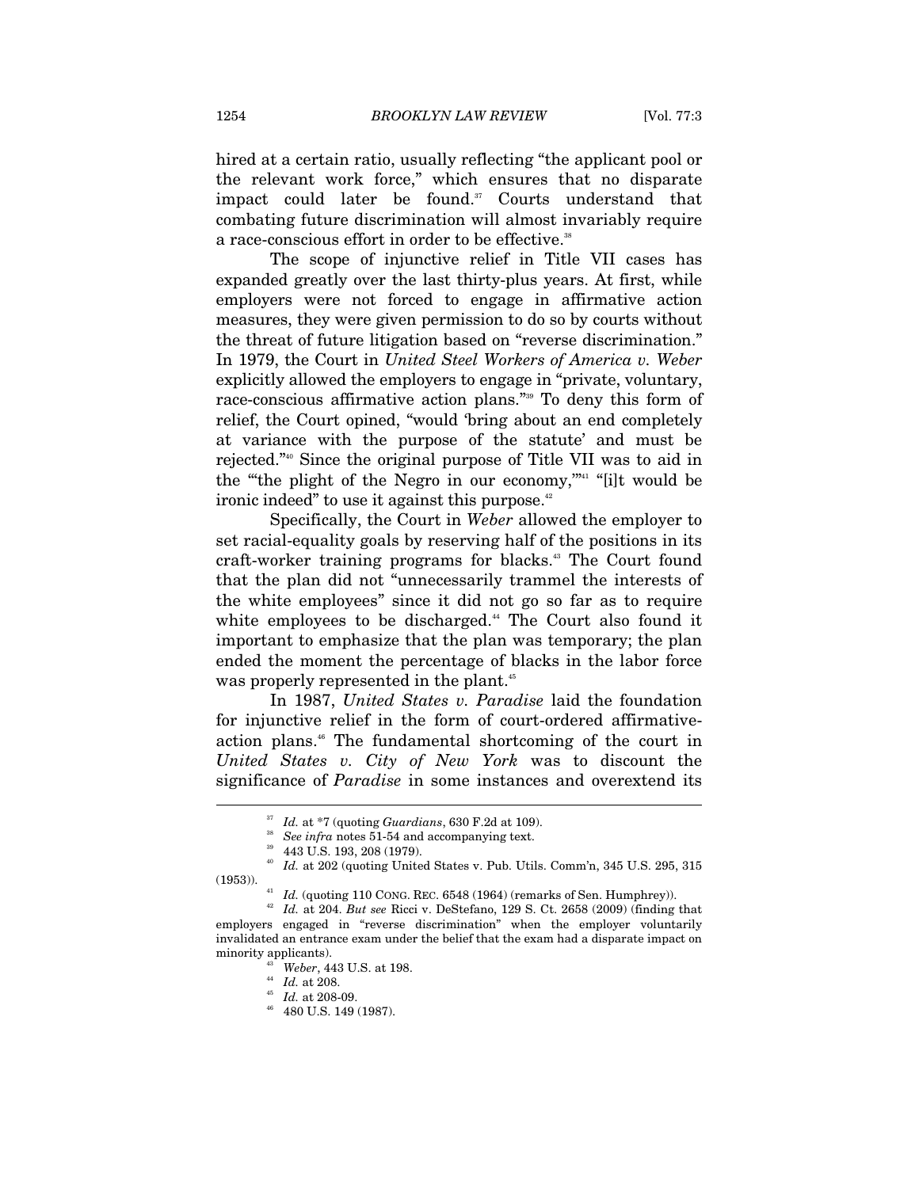hired at a certain ratio, usually reflecting "the applicant pool or the relevant work force," which ensures that no disparate impact could later be found.[37] Courts understand that combating future discrimination will almost invariably require a race-conscious effort in order to be effective.[38]

The scope of injunctive relief in Title VII cases has expanded greatly over the last thirty-plus years. At first, while employers were not forced to engage in affirmative action measures, they were given permission to do so by courts without the threat of future litigation based on "reverse discrimination." In 1979, the Court in *United Steel Workers of America v. Weber* explicitly allowed the employers to engage in "private, voluntary, race-conscious affirmative action plans."[39] To deny this form of relief, the Court opined, "would 'bring about an end completely at variance with the purpose of the statute' and must be rejected."[40] Since the original purpose of Title VII was to aid in the "'the plight of the Negro in our economy,'"[41] "[i]t would be ironic indeed" to use it against this purpose.[42]

Specifically, the Court in *Weber* allowed the employer to set racial-equality goals by reserving half of the positions in its craft-worker training programs for blacks.[43] The Court found that the plan did not "unnecessarily trammel the interests of the white employees" since it did not go so far as to require white employees to be discharged.[44] The Court also found it important to emphasize that the plan was temporary; the plan ended the moment the percentage of blacks in the labor force was properly represented in the plant.[45]

In 1987, *United States v. Paradise* laid the foundation for injunctive relief in the form of court-ordered affirmative-action plans.[46] The fundamental shortcoming of the court in *United States v. City of New York* was to discount the significance of *Paradise* in some instances and overextend its

---

[37] *Id.* at *7 (quoting *Guardians*, 630 F.2d at 109).

[38] *See infra* notes 51-54 and accompanying text.

[39] 443 U.S. 193, 208 (1979).

[40] *Id.* at 202 (quoting United States v. Pub. Utils. Comm'n, 345 U.S. 295, 315 (1953)).

[41] *Id.* (quoting 110 CONG. REC. 6548 (1964) (remarks of Sen. Humphrey)).

[42] *Id.* at 204. *But see* Ricci v. DeStefano, 129 S. Ct. 2658 (2009) (finding that employers engaged in "reverse discrimination" when the employer voluntarily invalidated an entrance exam under the belief that the exam had a disparate impact on minority applicants).

[43] *Weber*, 443 U.S. at 198.

[44] *Id.* at 208.

[45] *Id.* at 208-09.

[46] 480 U.S. 149 (1987).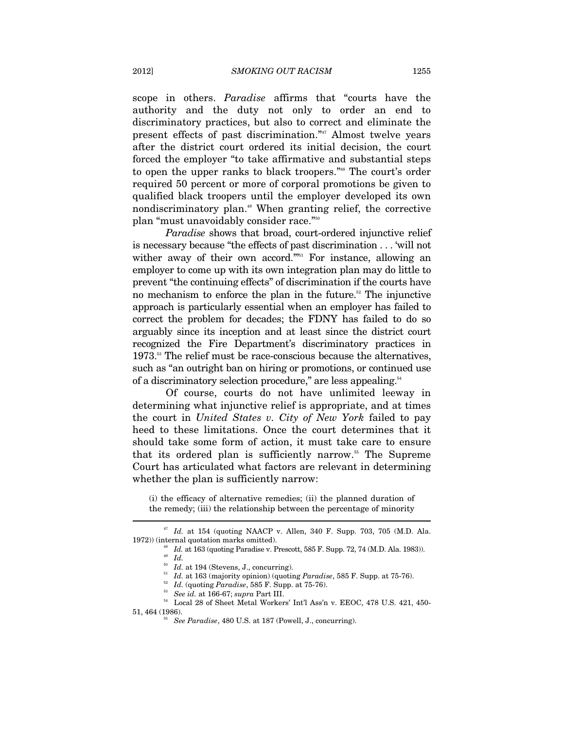scope in others. *Paradise* affirms that "courts have the authority and the duty not only to order an end to discriminatory practices, but also to correct and eliminate the present effects of past discrimination."[47] Almost twelve years after the district court ordered its initial decision, the court forced the employer "to take affirmative and substantial steps to open the upper ranks to black troopers."[48] The court's order required 50 percent or more of corporal promotions be given to qualified black troopers until the employer developed its own nondiscriminatory plan.[49] When granting relief, the corrective plan "must unavoidably consider race."[50]

*Paradise* shows that broad, court-ordered injunctive relief is necessary because "the effects of past discrimination . . . 'will not wither away of their own accord.'"[51] For instance, allowing an employer to come up with its own integration plan may do little to prevent "the continuing effects" of discrimination if the courts have no mechanism to enforce the plan in the future.[52] The injunctive approach is particularly essential when an employer has failed to correct the problem for decades; the FDNY has failed to do so arguably since its inception and at least since the district court recognized the Fire Department's discriminatory practices in 1973.[53] The relief must be race-conscious because the alternatives, such as "an outright ban on hiring or promotions, or continued use of a discriminatory selection procedure," are less appealing.[54]

Of course, courts do not have unlimited leeway in determining what injunctive relief is appropriate, and at times the court in *United States v. City of New York* failed to pay heed to these limitations. Once the court determines that it should take some form of action, it must take care to ensure that its ordered plan is sufficiently narrow.[55] The Supreme Court has articulated what factors are relevant in determining whether the plan is sufficiently narrow:

> (i) the efficacy of alternative remedies; (ii) the planned duration of the remedy; (iii) the relationship between the percentage of minority

---

[47] *Id.* at 154 (quoting NAACP v. Allen, 340 F. Supp. 703, 705 (M.D. Ala. 1972)) (internal quotation marks omitted).

[48] *Id.* at 163 (quoting Paradise v. Prescott, 585 F. Supp. 72, 74 (M.D. Ala. 1983)).

[49] *Id.*

[50] *Id.* at 194 (Stevens, J., concurring).

[51] *Id.* at 163 (majority opinion) (quoting *Paradise*, 585 F. Supp. at 75-76).

[52] *Id.* (quoting *Paradise*, 585 F. Supp. at 75-76).

[53] *See id.* at 166-67; *supra* Part III.

[54] Local 28 of Sheet Metal Workers' Int'l Ass'n v. EEOC, 478 U.S. 421, 450-51, 464 (1986).

[55] *See Paradise*, 480 U.S. at 187 (Powell, J., concurring).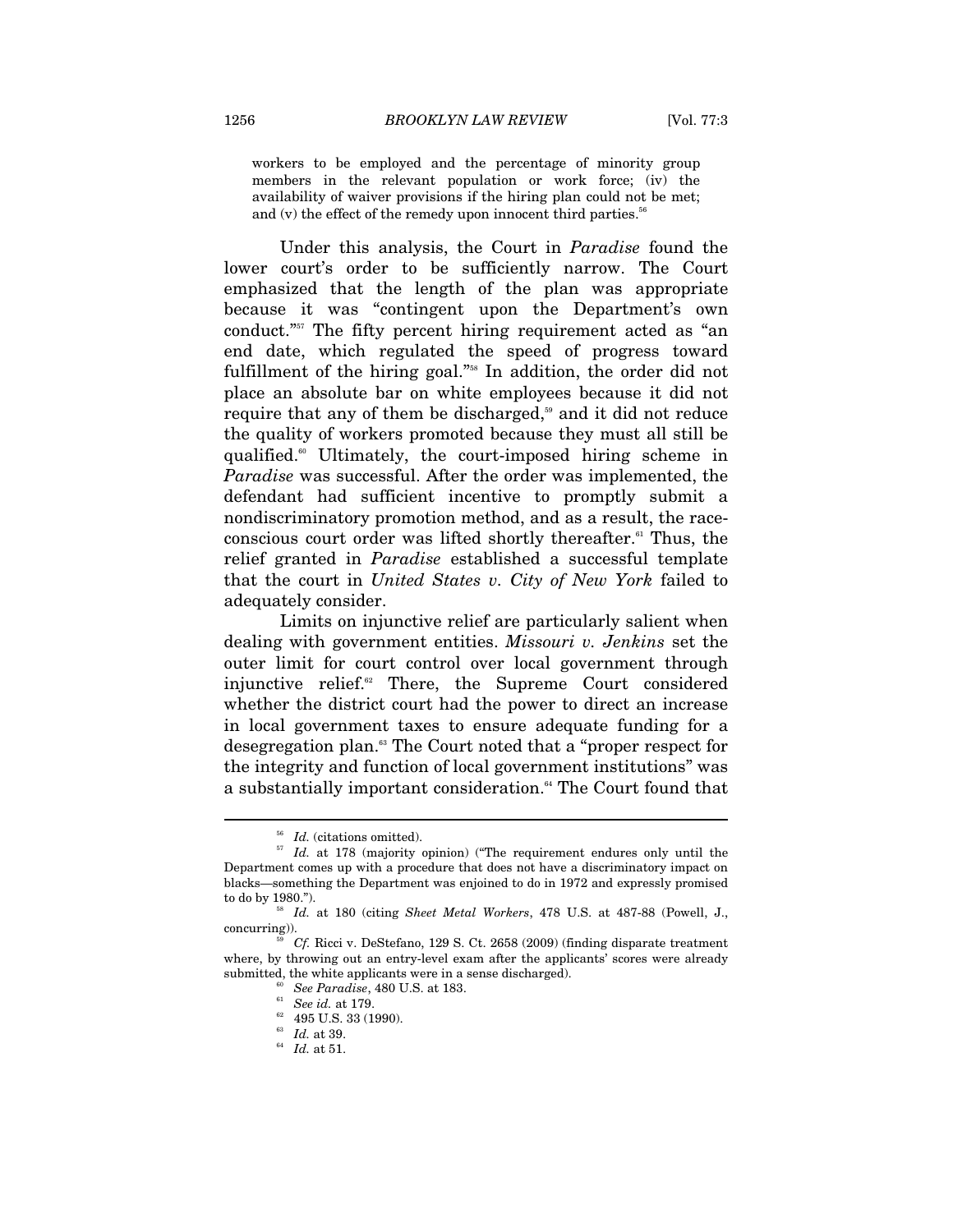workers to be employed and the percentage of minority group members in the relevant population or work force; (iv) the availability of waiver provisions if the hiring plan could not be met; and (v) the effect of the remedy upon innocent third parties.[56]

Under this analysis, the Court in *Paradise* found the lower court's order to be sufficiently narrow. The Court emphasized that the length of the plan was appropriate because it was "contingent upon the Department's own conduct."[57] The fifty percent hiring requirement acted as "an end date, which regulated the speed of progress toward fulfillment of the hiring goal."[58] In addition, the order did not place an absolute bar on white employees because it did not require that any of them be discharged,[59] and it did not reduce the quality of workers promoted because they must all still be qualified.[60] Ultimately, the court-imposed hiring scheme in *Paradise* was successful. After the order was implemented, the defendant had sufficient incentive to promptly submit a nondiscriminatory promotion method, and as a result, the race-conscious court order was lifted shortly thereafter.[61] Thus, the relief granted in *Paradise* established a successful template that the court in *United States v. City of New York* failed to adequately consider.

Limits on injunctive relief are particularly salient when dealing with government entities. *Missouri v. Jenkins* set the outer limit for court control over local government through injunctive relief.[62] There, the Supreme Court considered whether the district court had the power to direct an increase in local government taxes to ensure adequate funding for a desegregation plan.[63] The Court noted that a "proper respect for the integrity and function of local government institutions" was a substantially important consideration.[64] The Court found that

---

[56] *Id.* (citations omitted).

[57] *Id.* at 178 (majority opinion) ("The requirement endures only until the Department comes up with a procedure that does not have a discriminatory impact on blacks—something the Department was enjoined to do in 1972 and expressly promised to do by 1980.").

[58] *Id.* at 180 (citing *Sheet Metal Workers*, 478 U.S. at 487-88 (Powell, J., concurring)).

[59] *Cf.* Ricci v. DeStefano, 129 S. Ct. 2658 (2009) (finding disparate treatment where, by throwing out an entry-level exam after the applicants' scores were already submitted, the white applicants were in a sense discharged).

[60] *See Paradise*, 480 U.S. at 183.

[61] *See id.* at 179.

[62] 495 U.S. 33 (1990).

[63] *Id.* at 39.

[64] *Id.* at 51.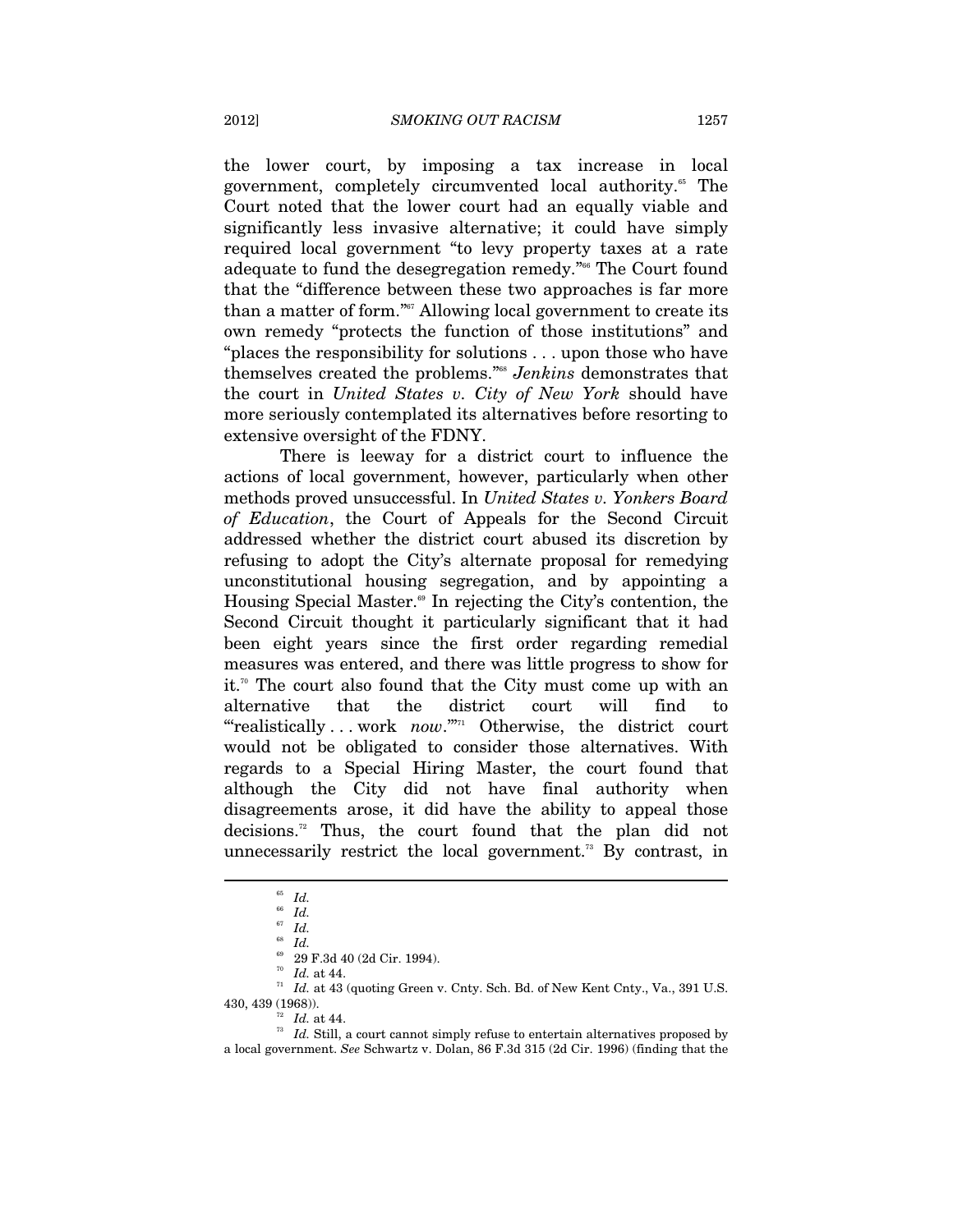the lower court, by imposing a tax increase in local government, completely circumvented local authority.[65] The Court noted that the lower court had an equally viable and significantly less invasive alternative; it could have simply required local government "to levy property taxes at a rate adequate to fund the desegregation remedy."[66] The Court found that the "difference between these two approaches is far more than a matter of form."[67] Allowing local government to create its own remedy "protects the function of those institutions" and "places the responsibility for solutions . . . upon those who have themselves created the problems."[68] *Jenkins* demonstrates that the court in *United States v. City of New York* should have more seriously contemplated its alternatives before resorting to extensive oversight of the FDNY.

There is leeway for a district court to influence the actions of local government, however, particularly when other methods proved unsuccessful. In *United States v. Yonkers Board of Education*, the Court of Appeals for the Second Circuit addressed whether the district court abused its discretion by refusing to adopt the City's alternate proposal for remedying unconstitutional housing segregation, and by appointing a Housing Special Master.[69] In rejecting the City's contention, the Second Circuit thought it particularly significant that it had been eight years since the first order regarding remedial measures was entered, and there was little progress to show for it.[70] The court also found that the City must come up with an alternative that the district court will find to "'realistically . . . work *now*.'"[71] Otherwise, the district court would not be obligated to consider those alternatives. With regards to a Special Hiring Master, the court found that although the City did not have final authority when disagreements arose, it did have the ability to appeal those decisions.[72] Thus, the court found that the plan did not unnecessarily restrict the local government.[73] By contrast, in

---

[65] *Id.*

[66] *Id.*

[67] *Id.*

[68] *Id.*

[69] 29 F.3d 40 (2d Cir. 1994).

[70] *Id.* at 44.

[71] *Id.* at 43 (quoting Green v. Cnty. Sch. Bd. of New Kent Cnty., Va., 391 U.S. 430, 439 (1968)).

[72] *Id.* at 44.

[73] *Id.* Still, a court cannot simply refuse to entertain alternatives proposed by a local government. *See* Schwartz v. Dolan, 86 F.3d 315 (2d Cir. 1996) (finding that the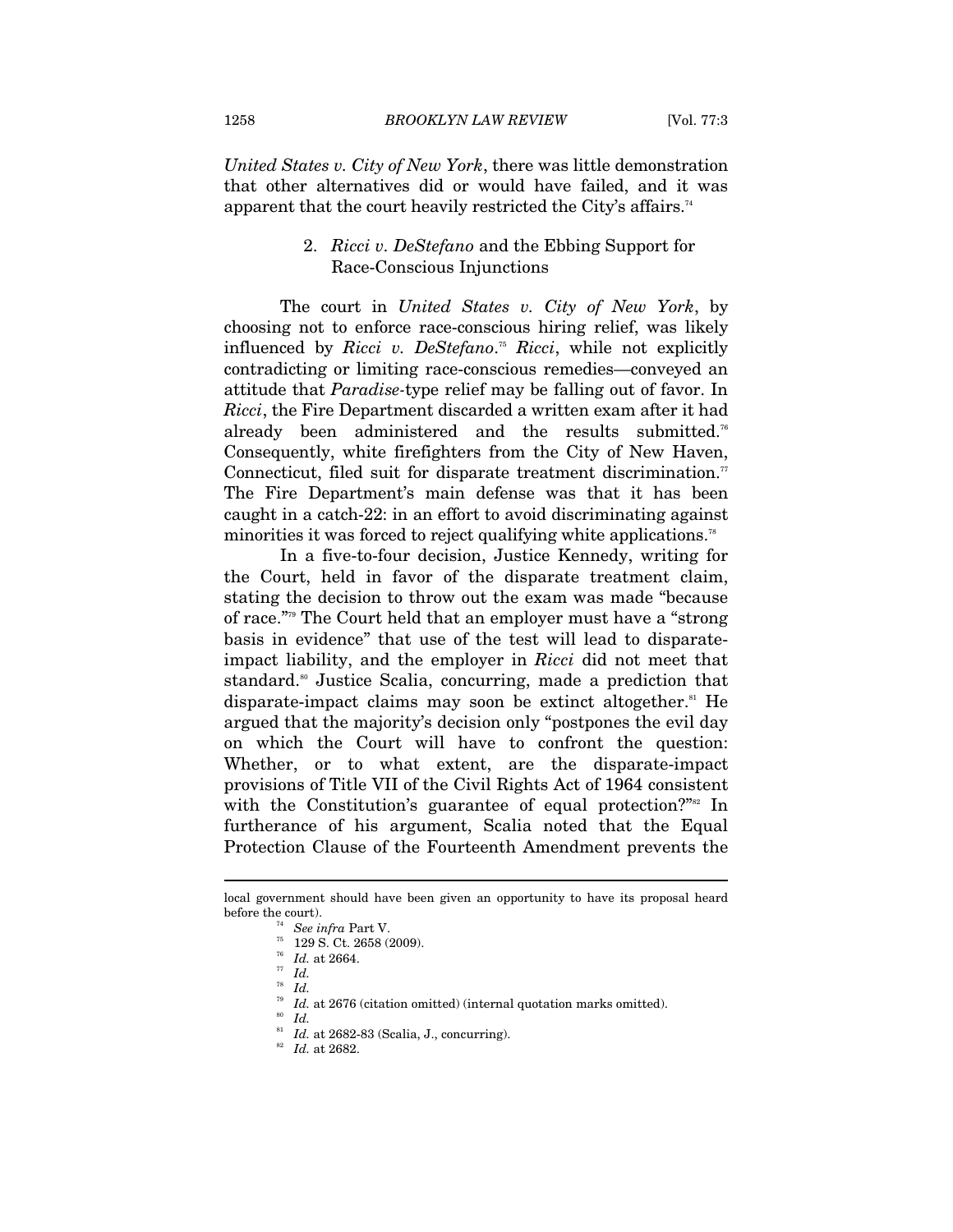*United States v. City of New York*, there was little demonstration that other alternatives did or would have failed, and it was apparent that the court heavily restricted the City's affairs.[74]

### 2. *Ricci v. DeStefano* and the Ebbing Support for Race-Conscious Injunctions

The court in *United States v. City of New York*, by choosing not to enforce race-conscious hiring relief, was likely influenced by *Ricci v. DeStefano*.[75] *Ricci*, while not explicitly contradicting or limiting race-conscious remedies—conveyed an attitude that *Paradise*-type relief may be falling out of favor. In *Ricci*, the Fire Department discarded a written exam after it had already been administered and the results submitted.[76] Consequently, white firefighters from the City of New Haven, Connecticut, filed suit for disparate treatment discrimination.[77] The Fire Department's main defense was that it has been caught in a catch-22: in an effort to avoid discriminating against minorities it was forced to reject qualifying white applications.[78]

In a five-to-four decision, Justice Kennedy, writing for the Court, held in favor of the disparate treatment claim, stating the decision to throw out the exam was made "because of race."[79] The Court held that an employer must have a "strong basis in evidence" that use of the test will lead to disparate-impact liability, and the employer in *Ricci* did not meet that standard.[80] Justice Scalia, concurring, made a prediction that disparate-impact claims may soon be extinct altogether.[81] He argued that the majority's decision only "postpones the evil day on which the Court will have to confront the question: Whether, or to what extent, are the disparate-impact provisions of Title VII of the Civil Rights Act of 1964 consistent with the Constitution's guarantee of equal protection?"[82] In furtherance of his argument, Scalia noted that the Equal Protection Clause of the Fourteenth Amendment prevents the

---

local government should have been given an opportunity to have its proposal heard before the court).

[74] *See infra* Part V.

[75] 129 S. Ct. 2658 (2009).

[76] *Id.* at 2664.

[77] *Id.*

[78] *Id.*

[79] *Id.* at 2676 (citation omitted) (internal quotation marks omitted).

[80] *Id.*

[81] *Id.* at 2682-83 (Scalia, J., concurring).

[82] *Id.* at 2682.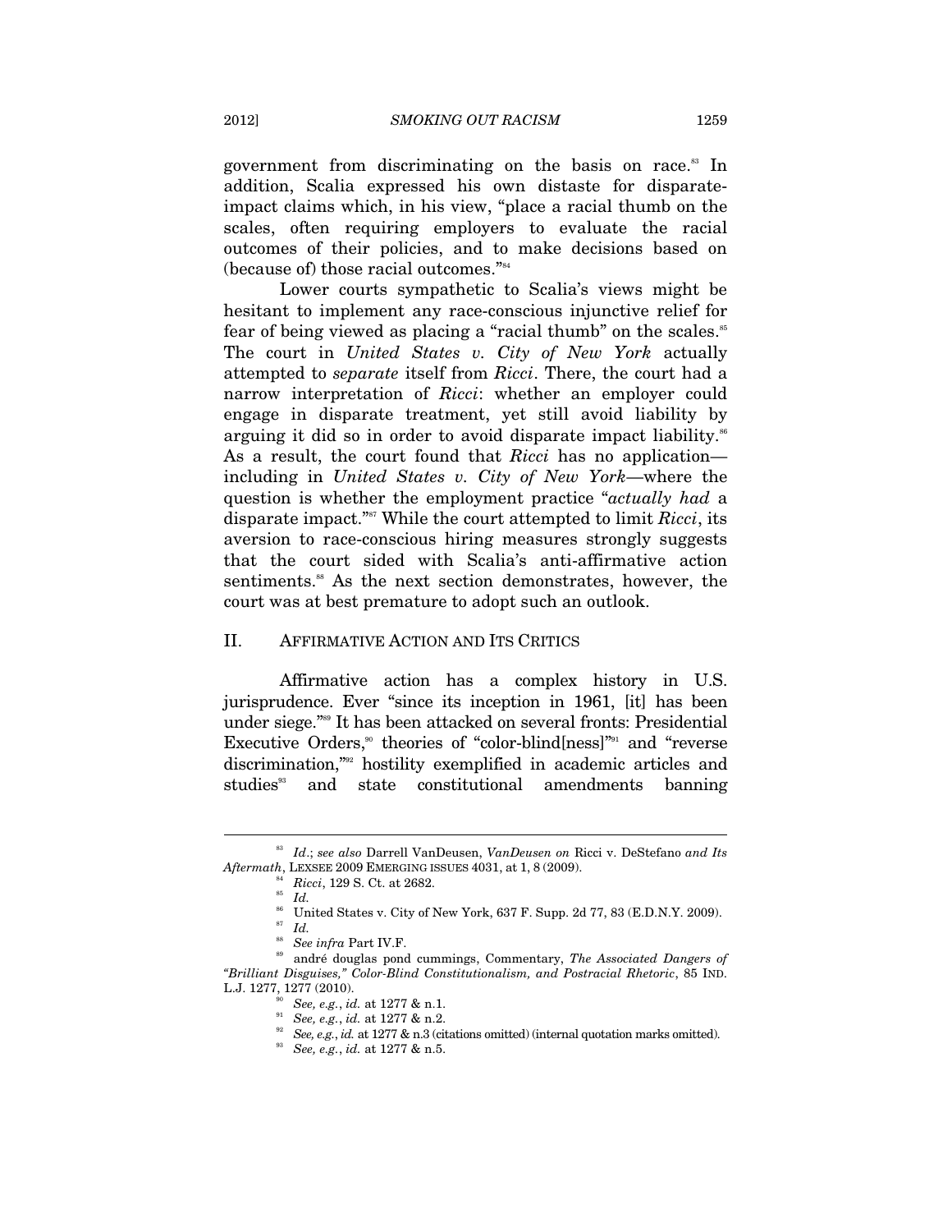government from discriminating on the basis on race.[83] In addition, Scalia expressed his own distaste for disparate-impact claims which, in his view, "place a racial thumb on the scales, often requiring employers to evaluate the racial outcomes of their policies, and to make decisions based on (because of) those racial outcomes."[84]

Lower courts sympathetic to Scalia's views might be hesitant to implement any race-conscious injunctive relief for fear of being viewed as placing a "racial thumb" on the scales.[85] The court in *United States v. City of New York* actually attempted to *separate* itself from *Ricci*. There, the court had a narrow interpretation of *Ricci*: whether an employer could engage in disparate treatment, yet still avoid liability by arguing it did so in order to avoid disparate impact liability.[86] As a result, the court found that *Ricci* has no application—including in *United States v. City of New York*—where the question is whether the employment practice "*actually had* a disparate impact."[87] While the court attempted to limit *Ricci*, its aversion to race-conscious hiring measures strongly suggests that the court sided with Scalia's anti-affirmative action sentiments.[88] As the next section demonstrates, however, the court was at best premature to adopt such an outlook.

## II. AFFIRMATIVE ACTION AND ITS CRITICS

Affirmative action has a complex history in U.S. jurisprudence. Ever "since its inception in 1961, [it] has been under siege."[89] It has been attacked on several fronts: Presidential Executive Orders,[90] theories of "color-blind[ness]"[91] and "reverse discrimination,"[92] hostility exemplified in academic articles and studies[93] and state constitutional amendments banning

---

[83] *Id*.; *see also* Darrell VanDeusen, *VanDeusen on* Ricci v. DeStefano *and Its Aftermath*, LEXSEE 2009 EMERGING ISSUES 4031, at 1, 8 (2009).

[84] *Ricci*, 129 S. Ct. at 2682.

[85] *Id.*

[86] United States v. City of New York, 637 F. Supp. 2d 77, 83 (E.D.N.Y. 2009).

[87] *Id.*

[88] *See infra* Part IV.F.

[89] andré douglas pond cummings, Commentary, *The Associated Dangers of "Brilliant Disguises," Color-Blind Constitutionalism, and Postracial Rhetoric*, 85 IND. L.J. 1277, 1277 (2010).

[90] *See, e.g.*, *id.* at 1277 & n.1.

[91] *See, e.g.*, *id.* at 1277 & n.2.

[92] *See, e.g.*, *id.* at 1277 & n.3 (citations omitted) (internal quotation marks omitted).

[93] *See, e.g.*, *id.* at 1277 & n.5.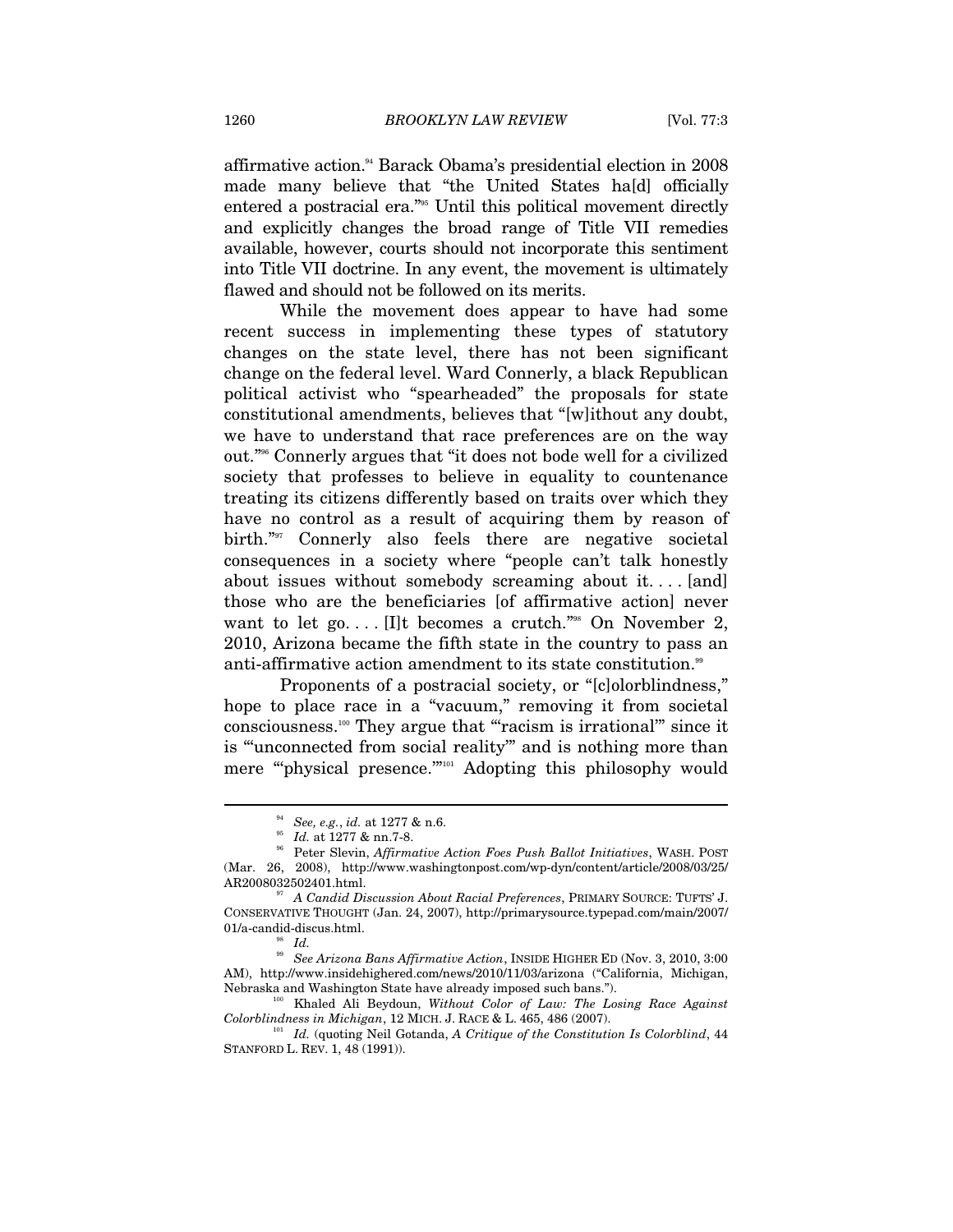affirmative action.[94] Barack Obama's presidential election in 2008 made many believe that "the United States ha[d] officially entered a postracial era."[95] Until this political movement directly and explicitly changes the broad range of Title VII remedies available, however, courts should not incorporate this sentiment into Title VII doctrine. In any event, the movement is ultimately flawed and should not be followed on its merits.

While the movement does appear to have had some recent success in implementing these types of statutory changes on the state level, there has not been significant change on the federal level. Ward Connerly, a black Republican political activist who "spearheaded" the proposals for state constitutional amendments, believes that "[w]ithout any doubt, we have to understand that race preferences are on the way out."[96] Connerly argues that "it does not bode well for a civilized society that professes to believe in equality to countenance treating its citizens differently based on traits over which they have no control as a result of acquiring them by reason of birth."[97] Connerly also feels there are negative societal consequences in a society where "people can't talk honestly about issues without somebody screaming about it. . . . [and] those who are the beneficiaries [of affirmative action] never want to let go. . . . [I]t becomes a crutch."[98] On November 2, 2010, Arizona became the fifth state in the country to pass an anti-affirmative action amendment to its state constitution.[99]

Proponents of a postracial society, or "[c]olorblindness," hope to place race in a "vacuum," removing it from societal consciousness.[100] They argue that "'racism is irrational'" since it is "'unconnected from social reality'" and is nothing more than mere "'physical presence.'"[101] Adopting this philosophy would

---

[94] *See, e.g.*, *id.* at 1277 & n.6.

[95] *Id.* at 1277 & nn.7-8.

[96] Peter Slevin, *Affirmative Action Foes Push Ballot Initiatives*, WASH. POST (Mar. 26, 2008), http://www.washingtonpost.com/wp-dyn/content/article/2008/03/25/AR2008032502401.html.

[97] *A Candid Discussion About Racial Preferences*, PRIMARY SOURCE: TUFTS' J. CONSERVATIVE THOUGHT (Jan. 24, 2007), http://primarysource.typepad.com/main/2007/01/a-candid-discus.html.

[98] *Id.*

[99] *See Arizona Bans Affirmative Action*, INSIDE HIGHER ED (Nov. 3, 2010, 3:00 AM), http://www.insidehighered.com/news/2010/11/03/arizona ("California, Michigan, Nebraska and Washington State have already imposed such bans.").

[100] Khaled Ali Beydoun, *Without Color of Law: The Losing Race Against Colorblindness in Michigan*, 12 MICH. J. RACE & L. 465, 486 (2007).

[101] *Id.* (quoting Neil Gotanda, *A Critique of the Constitution Is Colorblind*, 44 STANFORD L. REV. 1, 48 (1991)).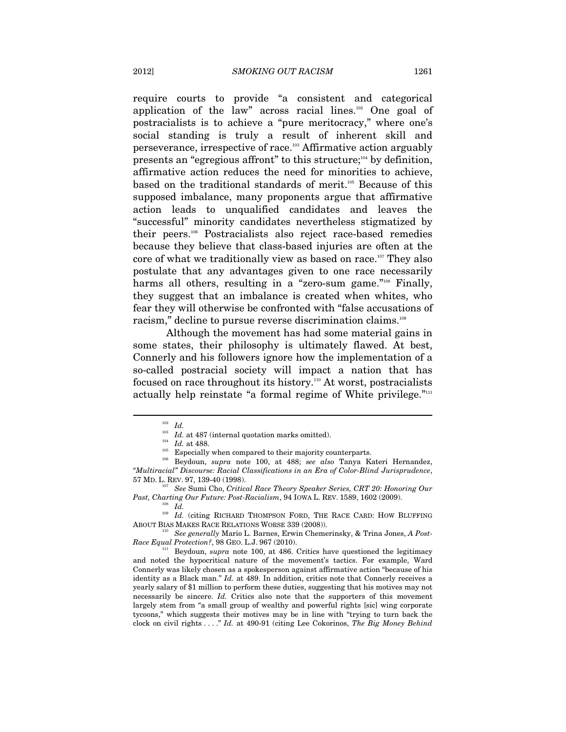require courts to provide "a consistent and categorical application of the law" across racial lines.[102] One goal of postracialists is to achieve a "pure meritocracy," where one's social standing is truly a result of inherent skill and perseverance, irrespective of race.[103] Affirmative action arguably presents an "egregious affront" to this structure;[104] by definition, affirmative action reduces the need for minorities to achieve, based on the traditional standards of merit.[105] Because of this supposed imbalance, many proponents argue that affirmative action leads to unqualified candidates and leaves the "successful" minority candidates nevertheless stigmatized by their peers.[106] Postracialists also reject race-based remedies because they believe that class-based injuries are often at the core of what we traditionally view as based on race.[107] They also postulate that any advantages given to one race necessarily harms all others, resulting in a "zero-sum game."[108] Finally, they suggest that an imbalance is created when whites, who fear they will otherwise be confronted with "false accusations of racism," decline to pursue reverse discrimination claims.[109]

Although the movement has had some material gains in some states, their philosophy is ultimately flawed. At best, Connerly and his followers ignore how the implementation of a so-called postracial society will impact a nation that has focused on race throughout its history.[110] At worst, postracialists actually help reinstate "a formal regime of White privilege."[111]

---

[102] *Id.*

[103] *Id.* at 487 (internal quotation marks omitted).

[104] *Id.* at 488.

[105] Especially when compared to their majority counterparts.

[106] Beydoun, *supra* note 100, at 488; *see also* Tanya Kateri Hernandez, *"Multiracial" Discourse: Racial Classifications in an Era of Color-Blind Jurisprudence*, 57 MD. L. REV. 97, 139-40 (1998).

[107] *See* Sumi Cho, *Critical Race Theory Speaker Series, CRT 20: Honoring Our Past, Charting Our Future: Post-Racialism*, 94 IOWA L. REV. 1589, 1602 (2009).

[108] *Id.*

[109] *Id.* (citing RICHARD THOMPSON FORD, THE RACE CARD: HOW BLUFFING ABOUT BIAS MAKES RACE RELATIONS WORSE 339 (2008)).

[110] *See generally* Mario L. Barnes, Erwin Chemerinsky, & Trina Jones, *A Post-Race Equal Protection?*, 98 GEO. L.J. 967 (2010).

[111] Beydoun, *supra* note 100, at 486. Critics have questioned the legitimacy and noted the hypocritical nature of the movement's tactics. For example, Ward Connerly was likely chosen as a spokesperson against affirmative action "because of his identity as a Black man." *Id.* at 489. In addition, critics note that Connerly receives a yearly salary of $1 million to perform these duties, suggesting that his motives may not necessarily be sincere. *Id.* Critics also note that the supporters of this movement largely stem from "a small group of wealthy and powerful rights [sic] wing corporate tycoons," which suggests their motives may be in line with "trying to turn back the clock on civil rights . . . ." *Id.* at 490-91 (citing Lee Cokorinos, *The Big Money Behind*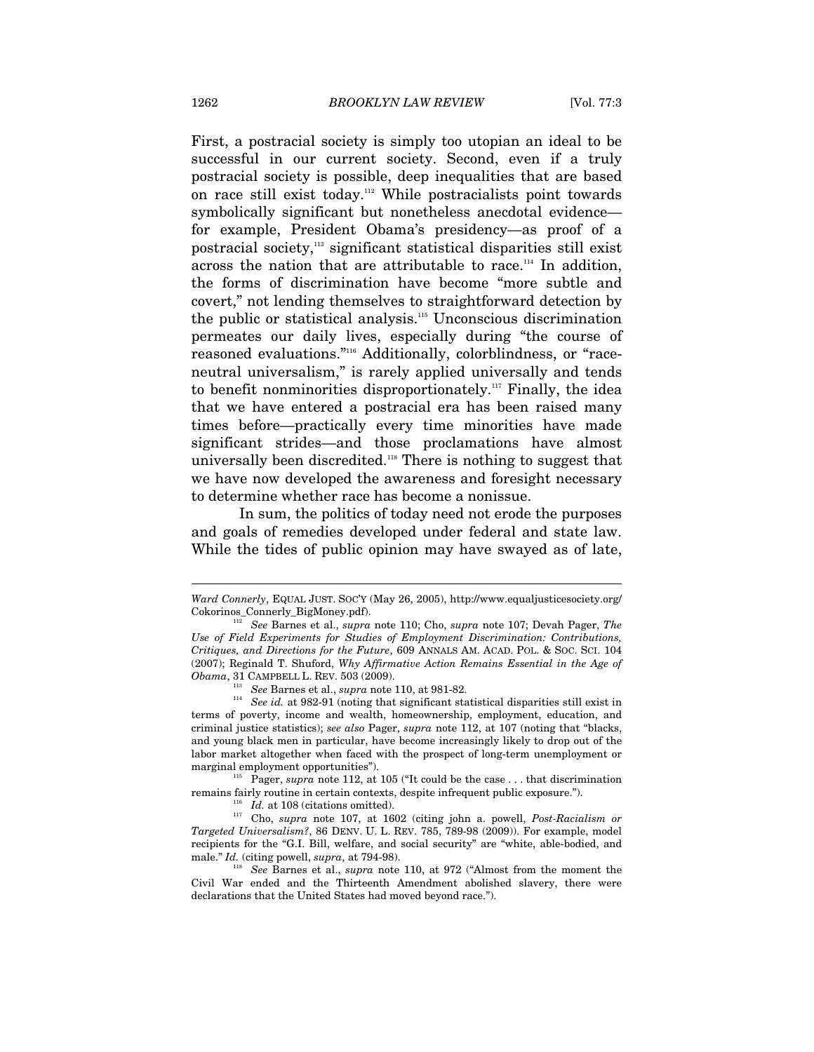First, a postracial society is simply too utopian an ideal to be successful in our current society. Second, even if a truly postracial society is possible, deep inequalities that are based on race still exist today.[112] While postracialists point towards symbolically significant but nonetheless anecdotal evidence—for example, President Obama's presidency—as proof of a postracial society,[113] significant statistical disparities still exist across the nation that are attributable to race.[114] In addition, the forms of discrimination have become "more subtle and covert," not lending themselves to straightforward detection by the public or statistical analysis.[115] Unconscious discrimination permeates our daily lives, especially during "the course of reasoned evaluations."[116] Additionally, colorblindness, or "race-neutral universalism," is rarely applied universally and tends to benefit nonminorities disproportionately.[117] Finally, the idea that we have entered a postracial era has been raised many times before—practically every time minorities have made significant strides—and those proclamations have almost universally been discredited.[118] There is nothing to suggest that we have now developed the awareness and foresight necessary to determine whether race has become a nonissue.

In sum, the politics of today need not erode the purposes and goals of remedies developed under federal and state law. While the tides of public opinion may have swayed as of late,

---

*Ward Connerly*, EQUAL JUST. SOC'Y (May 26, 2005), http://www.equaljusticesociety.org/Cokorinos_Connerly_BigMoney.pdf).

[112] *See* Barnes et al., *supra* note 110; Cho, *supra* note 107; Devah Pager, *The Use of Field Experiments for Studies of Employment Discrimination: Contributions, Critiques, and Directions for the Future*, 609 ANNALS AM. ACAD. POL. & SOC. SCI. 104 (2007); Reginald T. Shuford, *Why Affirmative Action Remains Essential in the Age of Obama*, 31 CAMPBELL L. REV. 503 (2009).

[113] *See* Barnes et al., *supra* note 110, at 981-82.

[114] *See id.* at 982-91 (noting that significant statistical disparities still exist in terms of poverty, income and wealth, homeownership, employment, education, and criminal justice statistics); *see also* Pager, *supra* note 112, at 107 (noting that "blacks, and young black men in particular, have become increasingly likely to drop out of the labor market altogether when faced with the prospect of long-term unemployment or marginal employment opportunities").

[115] Pager, *supra* note 112, at 105 ("It could be the case . . . that discrimination remains fairly routine in certain contexts, despite infrequent public exposure.").

[116] *Id.* at 108 (citations omitted).

[117] Cho, *supra* note 107, at 1602 (citing john a. powell, *Post-Racialism or Targeted Universalism?*, 86 DENV. U. L. REV. 785, 789-98 (2009)). For example, model recipients for the "G.I. Bill, welfare, and social security" are "white, able-bodied, and male." *Id.* (citing powell, *supra*, at 794-98).

[118] *See* Barnes et al., *supra* note 110, at 972 ("Almost from the moment the Civil War ended and the Thirteenth Amendment abolished slavery, there were declarations that the United States had moved beyond race.").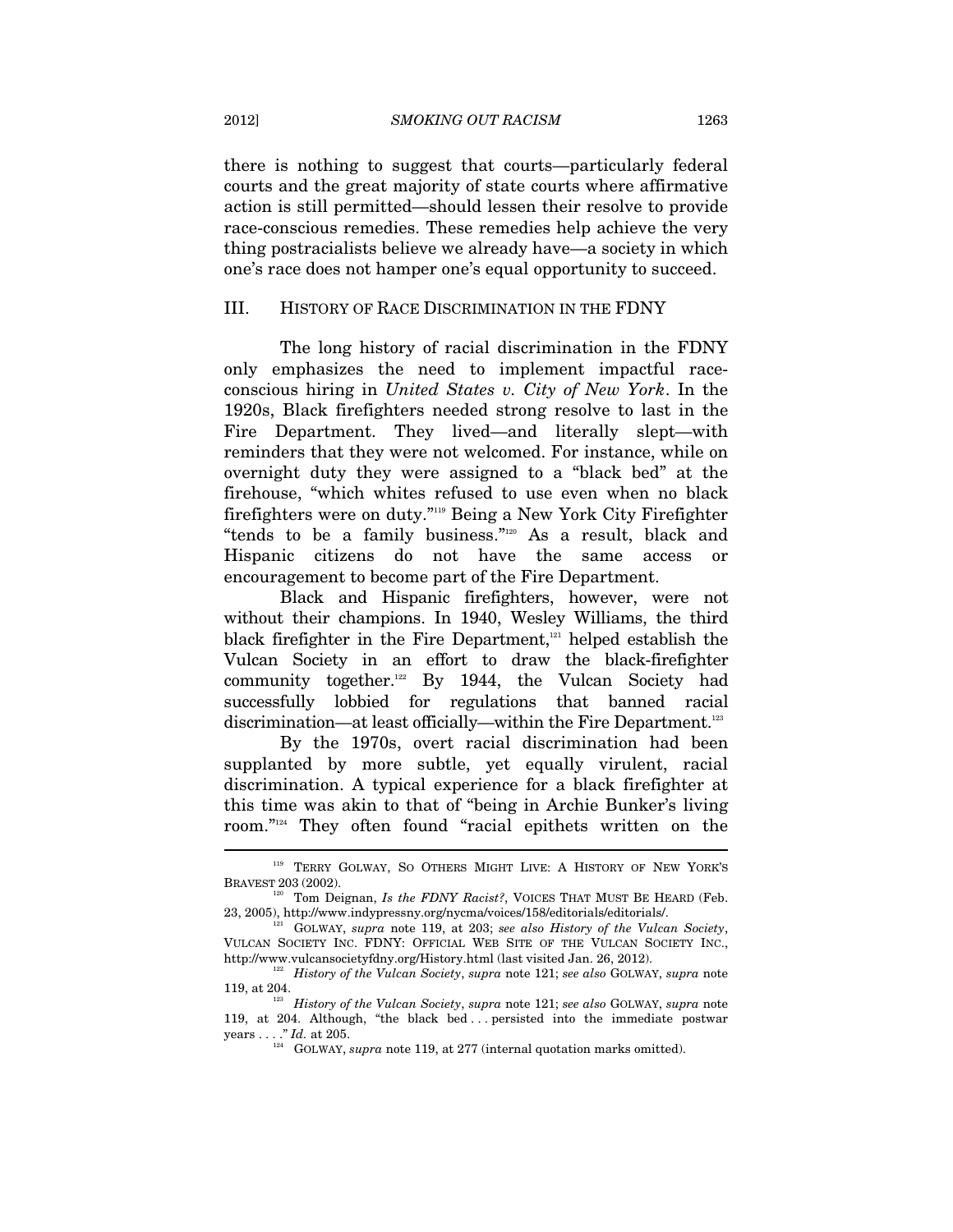there is nothing to suggest that courts—particularly federal courts and the great majority of state courts where affirmative action is still permitted—should lessen their resolve to provide race-conscious remedies. These remedies help achieve the very thing postracialists believe we already have—a society in which one's race does not hamper one's equal opportunity to succeed.

## III. HISTORY OF RACE DISCRIMINATION IN THE FDNY

The long history of racial discrimination in the FDNY only emphasizes the need to implement impactful race-conscious hiring in *United States v. City of New York*. In the 1920s, Black firefighters needed strong resolve to last in the Fire Department. They lived—and literally slept—with reminders that they were not welcomed. For instance, while on overnight duty they were assigned to a "black bed" at the firehouse, "which whites refused to use even when no black firefighters were on duty."[119] Being a New York City Firefighter "tends to be a family business."[120] As a result, black and Hispanic citizens do not have the same access or encouragement to become part of the Fire Department.

Black and Hispanic firefighters, however, were not without their champions. In 1940, Wesley Williams, the third black firefighter in the Fire Department,[121] helped establish the Vulcan Society in an effort to draw the black-firefighter community together.[122] By 1944, the Vulcan Society had successfully lobbied for regulations that banned racial discrimination—at least officially—within the Fire Department.[123]

By the 1970s, overt racial discrimination had been supplanted by more subtle, yet equally virulent, racial discrimination. A typical experience for a black firefighter at this time was akin to that of "being in Archie Bunker's living room."[124] They often found "racial epithets written on the

---

[119] TERRY GOLWAY, SO OTHERS MIGHT LIVE: A HISTORY OF NEW YORK'S BRAVEST 203 (2002).

[120] Tom Deignan, *Is the FDNY Racist?*, VOICES THAT MUST BE HEARD (Feb. 23, 2005), http://www.indypressny.org/nycma/voices/158/editorials/editorials/.

[121] GOLWAY, *supra* note 119, at 203; *see also History of the Vulcan Society*, VULCAN SOCIETY INC. FDNY: OFFICIAL WEB SITE OF THE VULCAN SOCIETY INC., http://www.vulcansocietyfdny.org/History.html (last visited Jan. 26, 2012).

[122] *History of the Vulcan Society*, *supra* note 121; *see also* GOLWAY, *supra* note 119, at 204.

[123] *History of the Vulcan Society*, *supra* note 121; *see also* GOLWAY, *supra* note 119, at 204. Although, "the black bed . . . persisted into the immediate postwar years . . . ." *Id.* at 205.

[124] GOLWAY, *supra* note 119, at 277 (internal quotation marks omitted).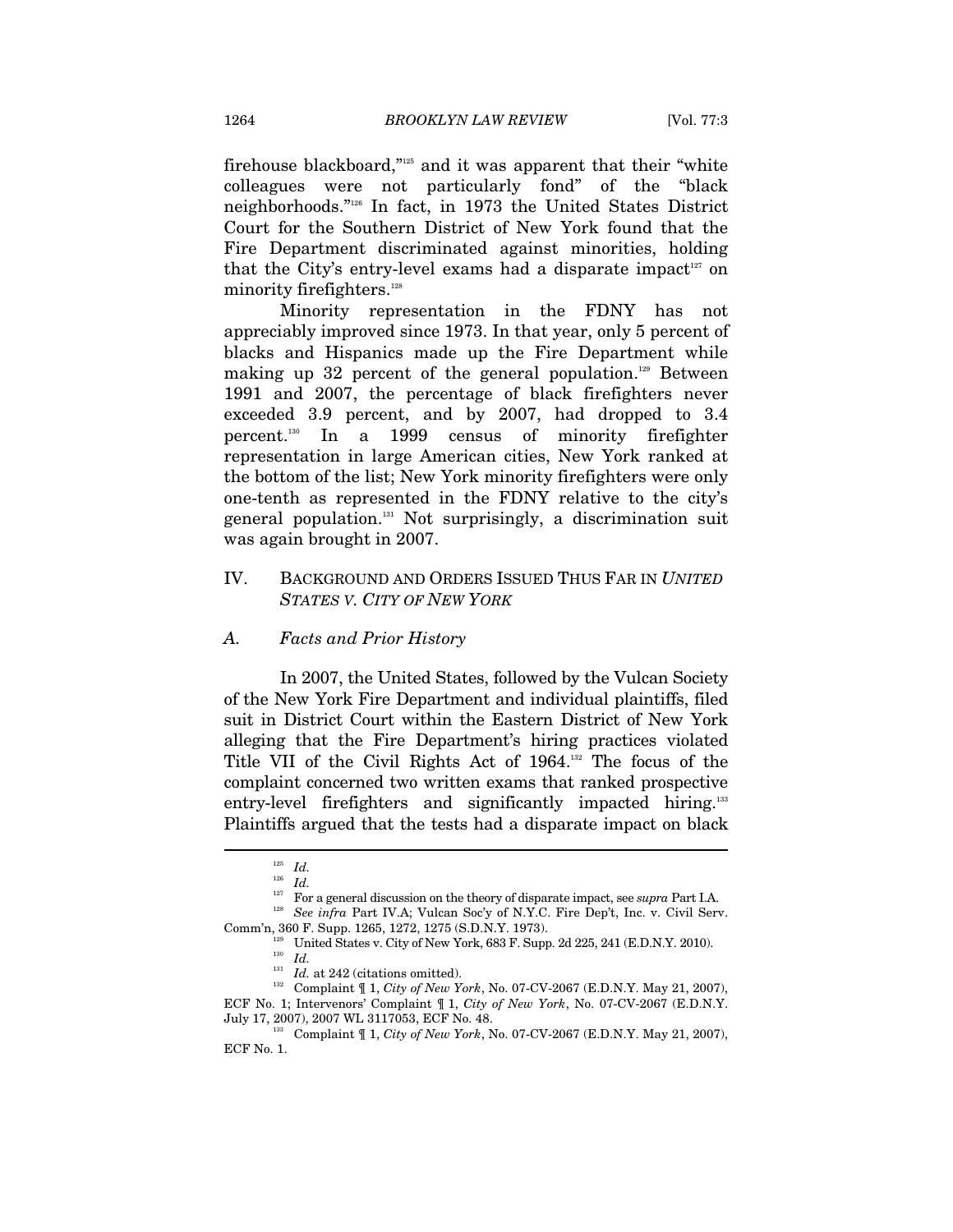firehouse blackboard,"[125] and it was apparent that their "white colleagues were not particularly fond" of the "black neighborhoods."[126] In fact, in 1973 the United States District Court for the Southern District of New York found that the Fire Department discriminated against minorities, holding that the City's entry-level exams had a disparate impact[127] on minority firefighters.[128]

Minority representation in the FDNY has not appreciably improved since 1973. In that year, only 5 percent of blacks and Hispanics made up the Fire Department while making up 32 percent of the general population.[129] Between 1991 and 2007, the percentage of black firefighters never exceeded 3.9 percent, and by 2007, had dropped to 3.4 percent.[130] In a 1999 census of minority firefighter representation in large American cities, New York ranked at the bottom of the list; New York minority firefighters were only one-tenth as represented in the FDNY relative to the city's general population.[131] Not surprisingly, a discrimination suit was again brought in 2007.

## IV. BACKGROUND AND ORDERS ISSUED THUS FAR IN *UNITED STATES V. CITY OF NEW YORK*

### *A. Facts and Prior History*

In 2007, the United States, followed by the Vulcan Society of the New York Fire Department and individual plaintiffs, filed suit in District Court within the Eastern District of New York alleging that the Fire Department's hiring practices violated Title VII of the Civil Rights Act of 1964.[132] The focus of the complaint concerned two written exams that ranked prospective entry-level firefighters and significantly impacted hiring.[133] Plaintiffs argued that the tests had a disparate impact on black

---

[125] *Id.*

[126] *Id.*

[127] For a general discussion on the theory of disparate impact, see *supra* Part I.A.

[128] *See infra* Part IV.A; Vulcan Soc'y of N.Y.C. Fire Dep't, Inc. v. Civil Serv. Comm'n, 360 F. Supp. 1265, 1272, 1275 (S.D.N.Y. 1973).

[129] United States v. City of New York, 683 F. Supp. 2d 225, 241 (E.D.N.Y. 2010).

[130] *Id.*

[131] *Id.* at 242 (citations omitted).

[132] Complaint ¶ 1, *City of New York*, No. 07-CV-2067 (E.D.N.Y. May 21, 2007), ECF No. 1; Intervenors' Complaint ¶ 1, *City of New York*, No. 07-CV-2067 (E.D.N.Y. July 17, 2007), 2007 WL 3117053, ECF No. 48.

[133] Complaint ¶ 1, *City of New York*, No. 07-CV-2067 (E.D.N.Y. May 21, 2007), ECF No. 1.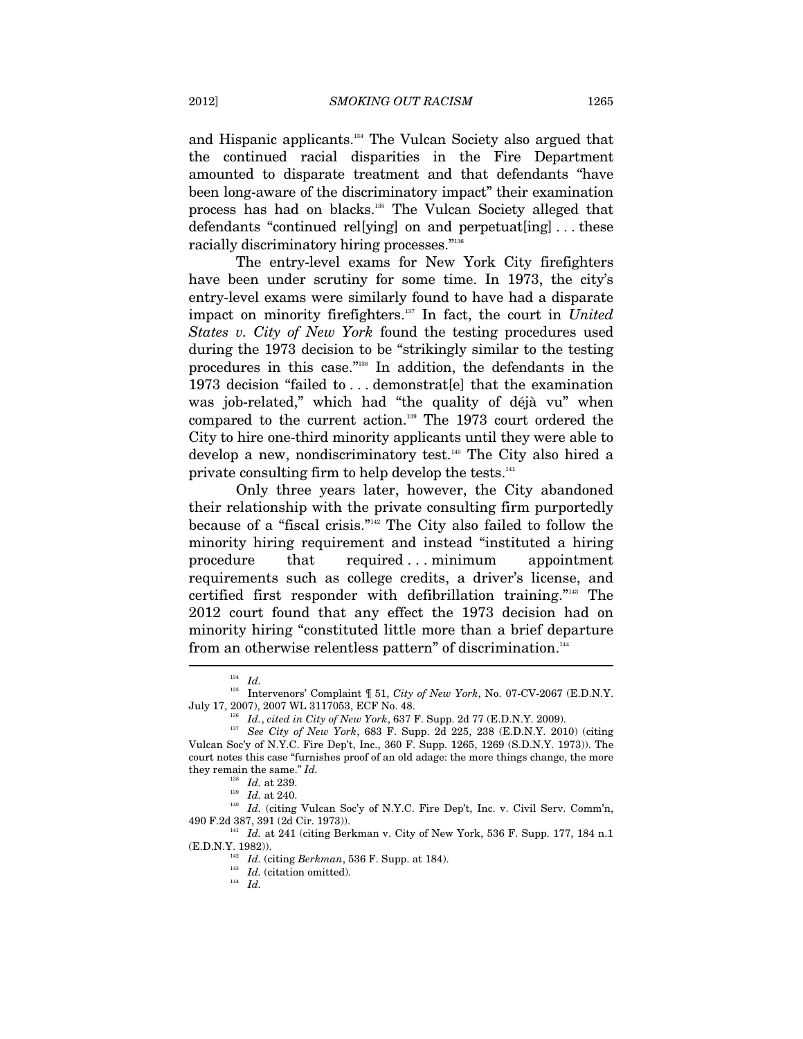and Hispanic applicants.[134] The Vulcan Society also argued that the continued racial disparities in the Fire Department amounted to disparate treatment and that defendants "have been long-aware of the discriminatory impact" their examination process has had on blacks.[135] The Vulcan Society alleged that defendants "continued rel[ying] on and perpetuat[ing] . . . these racially discriminatory hiring processes."[136]

The entry-level exams for New York City firefighters have been under scrutiny for some time. In 1973, the city's entry-level exams were similarly found to have had a disparate impact on minority firefighters.[137] In fact, the court in *United States v. City of New York* found the testing procedures used during the 1973 decision to be "strikingly similar to the testing procedures in this case."[138] In addition, the defendants in the 1973 decision "failed to . . . demonstrat[e] that the examination was job-related," which had "the quality of déjà vu" when compared to the current action.[139] The 1973 court ordered the City to hire one-third minority applicants until they were able to develop a new, nondiscriminatory test.[140] The City also hired a private consulting firm to help develop the tests.[141]

Only three years later, however, the City abandoned their relationship with the private consulting firm purportedly because of a "fiscal crisis."[142] The City also failed to follow the minority hiring requirement and instead "instituted a hiring procedure that required . . . minimum appointment requirements such as college credits, a driver's license, and certified first responder with defibrillation training."[143] The 2012 court found that any effect the 1973 decision had on minority hiring "constituted little more than a brief departure from an otherwise relentless pattern" of discrimination.[144]

---

[134] *Id.*

[135] Intervenors' Complaint ¶ 51, *City of New York*, No. 07-CV-2067 (E.D.N.Y. July 17, 2007), 2007 WL 3117053, ECF No. 48.

[136] *Id.*, *cited in City of New York*, 637 F. Supp. 2d 77 (E.D.N.Y. 2009).

[137] *See City of New York*, 683 F. Supp. 2d 225, 238 (E.D.N.Y. 2010) (citing Vulcan Soc'y of N.Y.C. Fire Dep't, Inc., 360 F. Supp. 1265, 1269 (S.D.N.Y. 1973)). The court notes this case "furnishes proof of an old adage: the more things change, the more they remain the same." *Id.*

[138] *Id.* at 239.

[139] *Id.* at 240.

[140] *Id.* (citing Vulcan Soc'y of N.Y.C. Fire Dep't, Inc. v. Civil Serv. Comm'n, 490 F.2d 387, 391 (2d Cir. 1973)).

[141] *Id.* at 241 (citing Berkman v. City of New York, 536 F. Supp. 177, 184 n.1 (E.D.N.Y. 1982)).

[142] *Id.* (citing *Berkman*, 536 F. Supp. at 184).

[143] *Id.* (citation omitted).

[144] *Id.*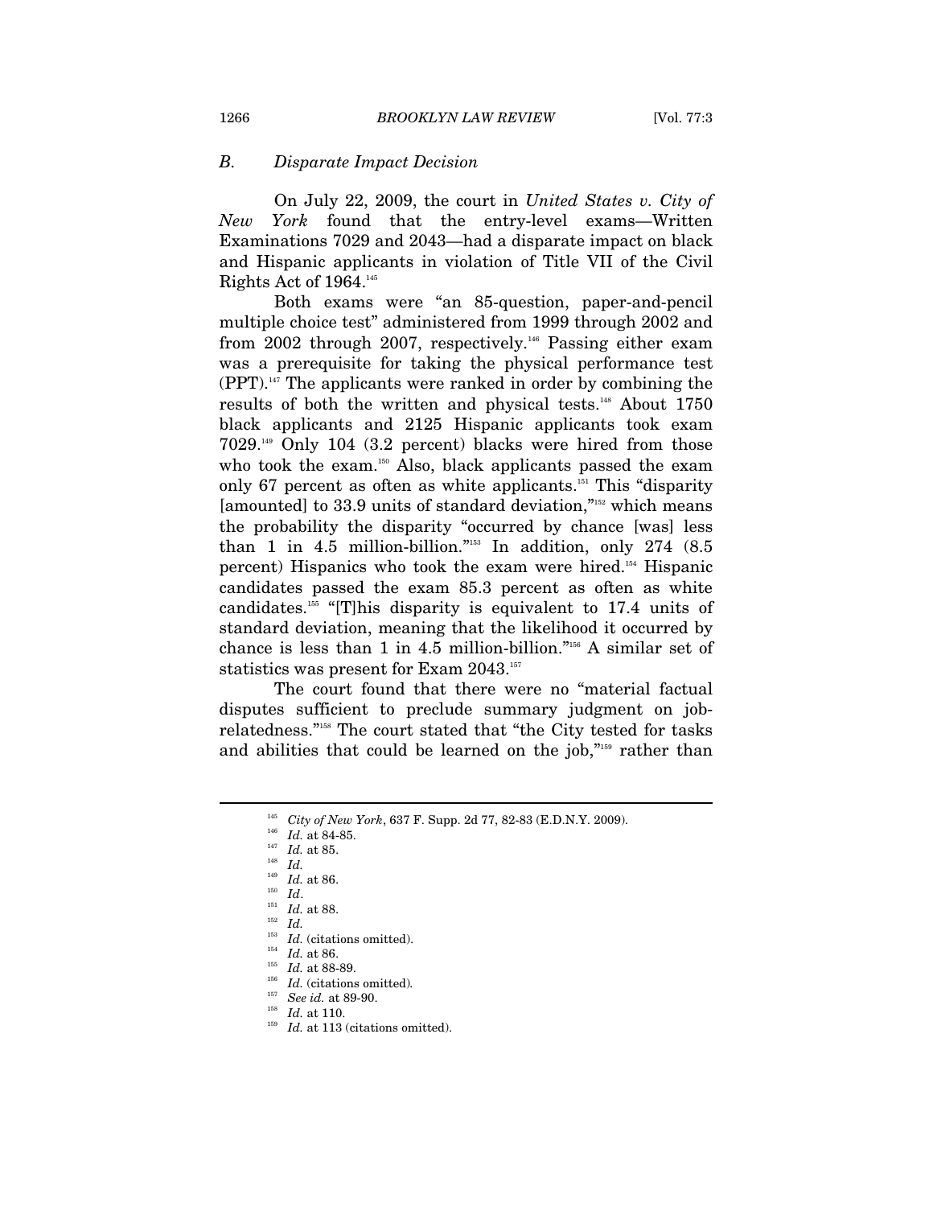### *B. Disparate Impact Decision*

On July 22, 2009, the court in *United States v. City of New York* found that the entry-level exams—Written Examinations 7029 and 2043—had a disparate impact on black and Hispanic applicants in violation of Title VII of the Civil Rights Act of 1964.[145]

Both exams were "an 85-question, paper-and-pencil multiple choice test" administered from 1999 through 2002 and from 2002 through 2007, respectively.[146] Passing either exam was a prerequisite for taking the physical performance test (PPT).[147] The applicants were ranked in order by combining the results of both the written and physical tests.[148] About 1750 black applicants and 2125 Hispanic applicants took exam 7029.[149] Only 104 (3.2 percent) blacks were hired from those who took the exam.[150] Also, black applicants passed the exam only 67 percent as often as white applicants.[151] This "disparity [amounted] to 33.9 units of standard deviation,"[152] which means the probability the disparity "occurred by chance [was] less than 1 in 4.5 million-billion."[153] In addition, only 274 (8.5 percent) Hispanics who took the exam were hired.[154] Hispanic candidates passed the exam 85.3 percent as often as white candidates.[155] "[T]his disparity is equivalent to 17.4 units of standard deviation, meaning that the likelihood it occurred by chance is less than 1 in 4.5 million-billion."[156] A similar set of statistics was present for Exam 2043.[157]

The court found that there were no "material factual disputes sufficient to preclude summary judgment on job-relatedness."[158] The court stated that "the City tested for tasks and abilities that could be learned on the job,"[159] rather than

---

[145] *City of New York*, 637 F. Supp. 2d 77, 82-83 (E.D.N.Y. 2009).

[146] *Id.* at 84-85.

[147] *Id.* at 85.

[148] *Id.*

[149] *Id.* at 86.

[150] *Id*.

[151] *Id.* at 88.

[152] *Id.*

[153] *Id.* (citations omitted).

[154] *Id.* at 86.

[155] *Id.* at 88-89.

[156] *Id.* (citations omitted).

[157] *See id.* at 89-90.

[158] *Id.* at 110.

[159] *Id.* at 113 (citations omitted).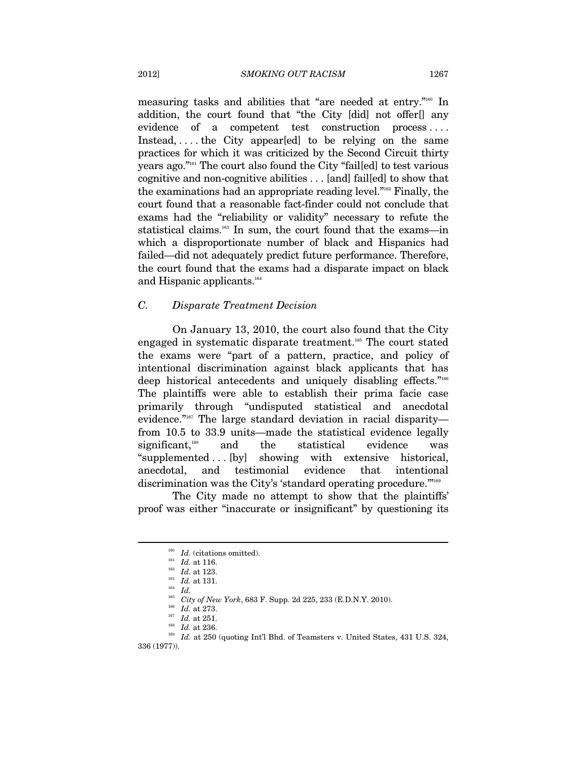measuring tasks and abilities that "are needed at entry."[160] In addition, the court found that "the City [did] not offer[] any evidence of a competent test construction process . . . . Instead, . . . . the City appear[ed] to be relying on the same practices for which it was criticized by the Second Circuit thirty years ago."[161] The court also found the City "fail[ed] to test various cognitive and non-cognitive abilities . . . [and] fail[ed] to show that the examinations had an appropriate reading level."[162] Finally, the court found that a reasonable fact-finder could not conclude that exams had the "reliability or validity" necessary to refute the statistical claims.[163] In sum, the court found that the exams—in which a disproportionate number of black and Hispanics had failed—did not adequately predict future performance. Therefore, the court found that the exams had a disparate impact on black and Hispanic applicants.[164]

### *C. Disparate Treatment Decision*

On January 13, 2010, the court also found that the City engaged in systematic disparate treatment.[165] The court stated the exams were "part of a pattern, practice, and policy of intentional discrimination against black applicants that has deep historical antecedents and uniquely disabling effects."[166] The plaintiffs were able to establish their prima facie case primarily through "undisputed statistical and anecdotal evidence."[167] The large standard deviation in racial disparity—from 10.5 to 33.9 units—made the statistical evidence legally significant,[168] and the statistical evidence was "supplemented . . . [by] showing with extensive historical, anecdotal, and testimonial evidence that intentional discrimination was the City's 'standard operating procedure.'"[169]

The City made no attempt to show that the plaintiffs' proof was either "inaccurate or insignificant" by questioning its

---

[160] *Id.* (citations omitted).

[161] *Id.* at 116.

[162] *Id.* at 123.

[163] *Id.* at 131.

[164] *Id.*

[165] *City of New York*, 683 F. Supp. 2d 225, 233 (E.D.N.Y. 2010).

[166] *Id.* at 273.

[167] *Id.* at 251.

[168] *Id.* at 236.

[169] *Id.* at 250 (quoting Int'l Bhd. of Teamsters v. United States, 431 U.S. 324, 336 (1977)).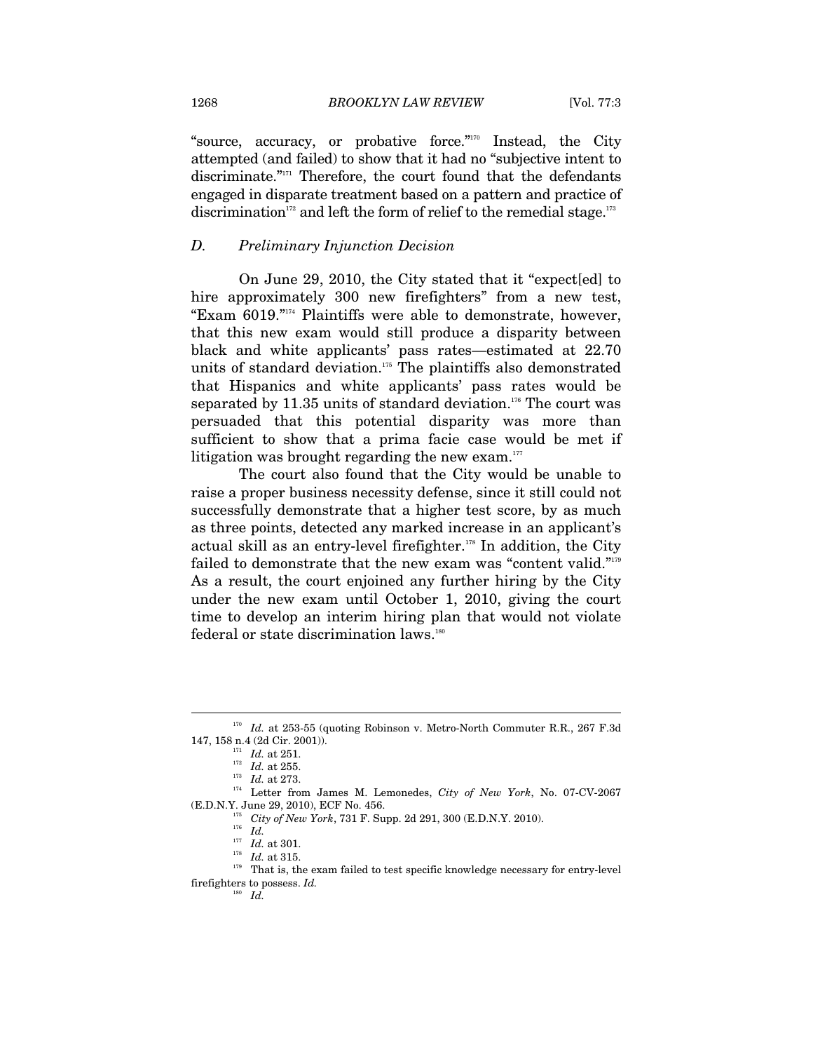"source, accuracy, or probative force."[170] Instead, the City attempted (and failed) to show that it had no "subjective intent to discriminate."[171] Therefore, the court found that the defendants engaged in disparate treatment based on a pattern and practice of discrimination[172] and left the form of relief to the remedial stage.[173]

### *D. Preliminary Injunction Decision*

On June 29, 2010, the City stated that it "expect[ed] to hire approximately 300 new firefighters" from a new test, "Exam 6019."[174] Plaintiffs were able to demonstrate, however, that this new exam would still produce a disparity between black and white applicants' pass rates—estimated at 22.70 units of standard deviation.[175] The plaintiffs also demonstrated that Hispanics and white applicants' pass rates would be separated by 11.35 units of standard deviation.[176] The court was persuaded that this potential disparity was more than sufficient to show that a prima facie case would be met if litigation was brought regarding the new exam.[177]

The court also found that the City would be unable to raise a proper business necessity defense, since it still could not successfully demonstrate that a higher test score, by as much as three points, detected any marked increase in an applicant's actual skill as an entry-level firefighter.[178] In addition, the City failed to demonstrate that the new exam was "content valid."[179] As a result, the court enjoined any further hiring by the City under the new exam until October 1, 2010, giving the court time to develop an interim hiring plan that would not violate federal or state discrimination laws.[180]

---

[170] *Id.* at 253-55 (quoting Robinson v. Metro-North Commuter R.R., 267 F.3d 147, 158 n.4 (2d Cir. 2001)).

[171] *Id.* at 251.

[172] *Id.* at 255.

[173] *Id.* at 273.

[174] Letter from James M. Lemonedes, *City of New York*, No. 07-CV-2067 (E.D.N.Y. June 29, 2010), ECF No. 456.

[175] *City of New York*, 731 F. Supp. 2d 291, 300 (E.D.N.Y. 2010).

[176] *Id.*

[177] *Id.* at 301.

[178] *Id.* at 315.

[179] That is, the exam failed to test specific knowledge necessary for entry-level firefighters to possess. *Id.*

[180] *Id.*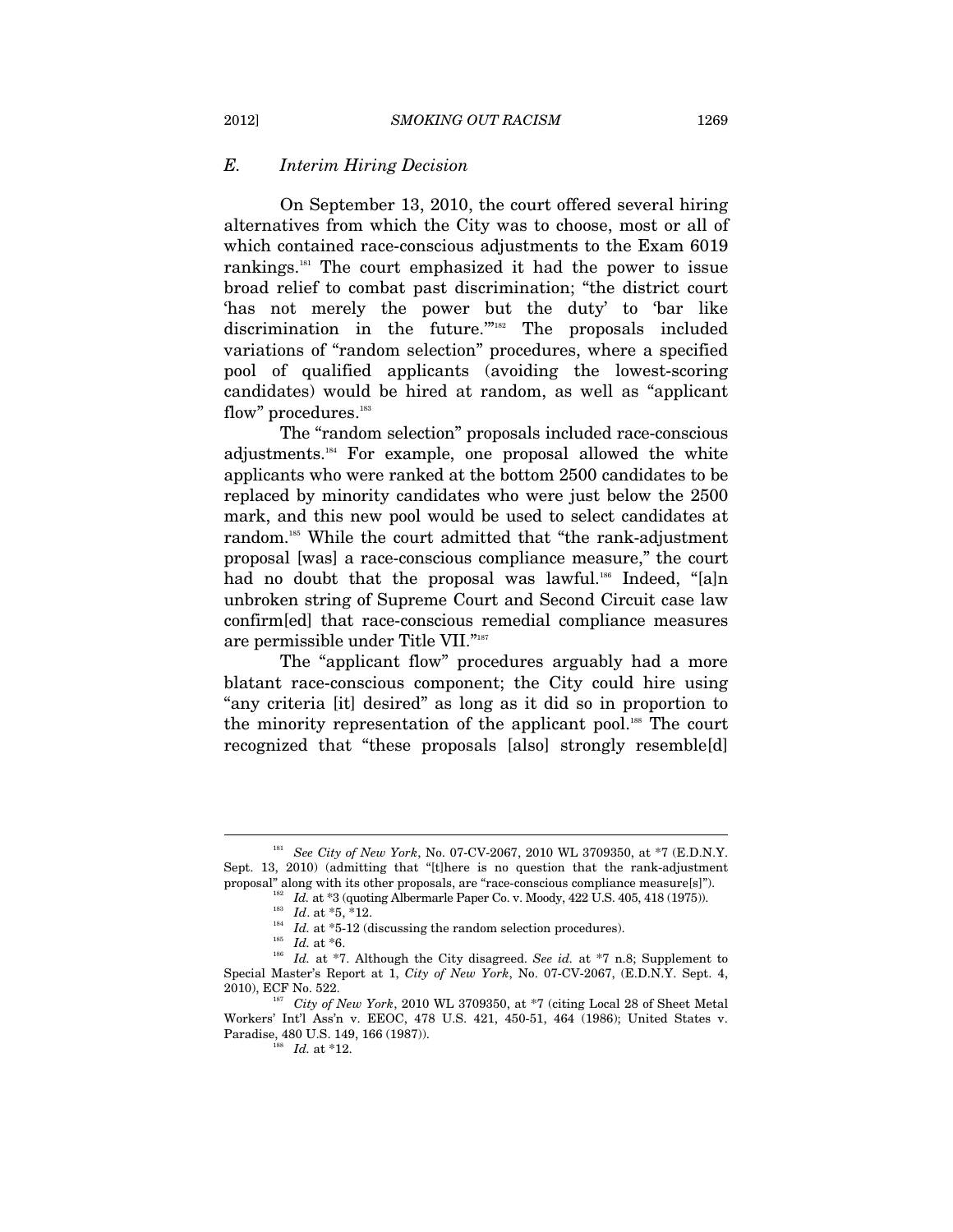### *E. Interim Hiring Decision*

On September 13, 2010, the court offered several hiring alternatives from which the City was to choose, most or all of which contained race-conscious adjustments to the Exam 6019 rankings.[181] The court emphasized it had the power to issue broad relief to combat past discrimination; "the district court 'has not merely the power but the duty' to 'bar like discrimination in the future.'"[182] The proposals included variations of "random selection" procedures, where a specified pool of qualified applicants (avoiding the lowest-scoring candidates) would be hired at random, as well as "applicant flow" procedures.[183]

The "random selection" proposals included race-conscious adjustments.[184] For example, one proposal allowed the white applicants who were ranked at the bottom 2500 candidates to be replaced by minority candidates who were just below the 2500 mark, and this new pool would be used to select candidates at random.[185] While the court admitted that "the rank-adjustment proposal [was] a race-conscious compliance measure," the court had no doubt that the proposal was lawful.[186] Indeed, "[a]n unbroken string of Supreme Court and Second Circuit case law confirm[ed] that race-conscious remedial compliance measures are permissible under Title VII."[187]

The "applicant flow" procedures arguably had a more blatant race-conscious component; the City could hire using "any criteria [it] desired" as long as it did so in proportion to the minority representation of the applicant pool.[188] The court recognized that "these proposals [also] strongly resemble[d]

---

[181] *See City of New York*, No. 07-CV-2067, 2010 WL 3709350, at *7 (E.D.N.Y. Sept. 13, 2010) (admitting that "[t]here is no question that the rank-adjustment proposal" along with its other proposals, are "race-conscious compliance measure[s]").

[182] *Id.* at *3 (quoting Albermarle Paper Co. v. Moody, 422 U.S. 405, 418 (1975)).

[183] *Id*. at *5, *12.

[184] *Id.* at *5-12 (discussing the random selection procedures).

[185] *Id.* at *6.

[186] *Id.* at *7. Although the City disagreed. *See id.* at *7 n.8; Supplement to Special Master's Report at 1, *City of New York*, No. 07-CV-2067, (E.D.N.Y. Sept. 4, 2010), ECF No. 522.

[187] *City of New York*, 2010 WL 3709350, at *7 (citing Local 28 of Sheet Metal Workers' Int'l Ass'n v. EEOC, 478 U.S. 421, 450-51, 464 (1986); United States v. Paradise, 480 U.S. 149, 166 (1987)).

[188] *Id.* at *12.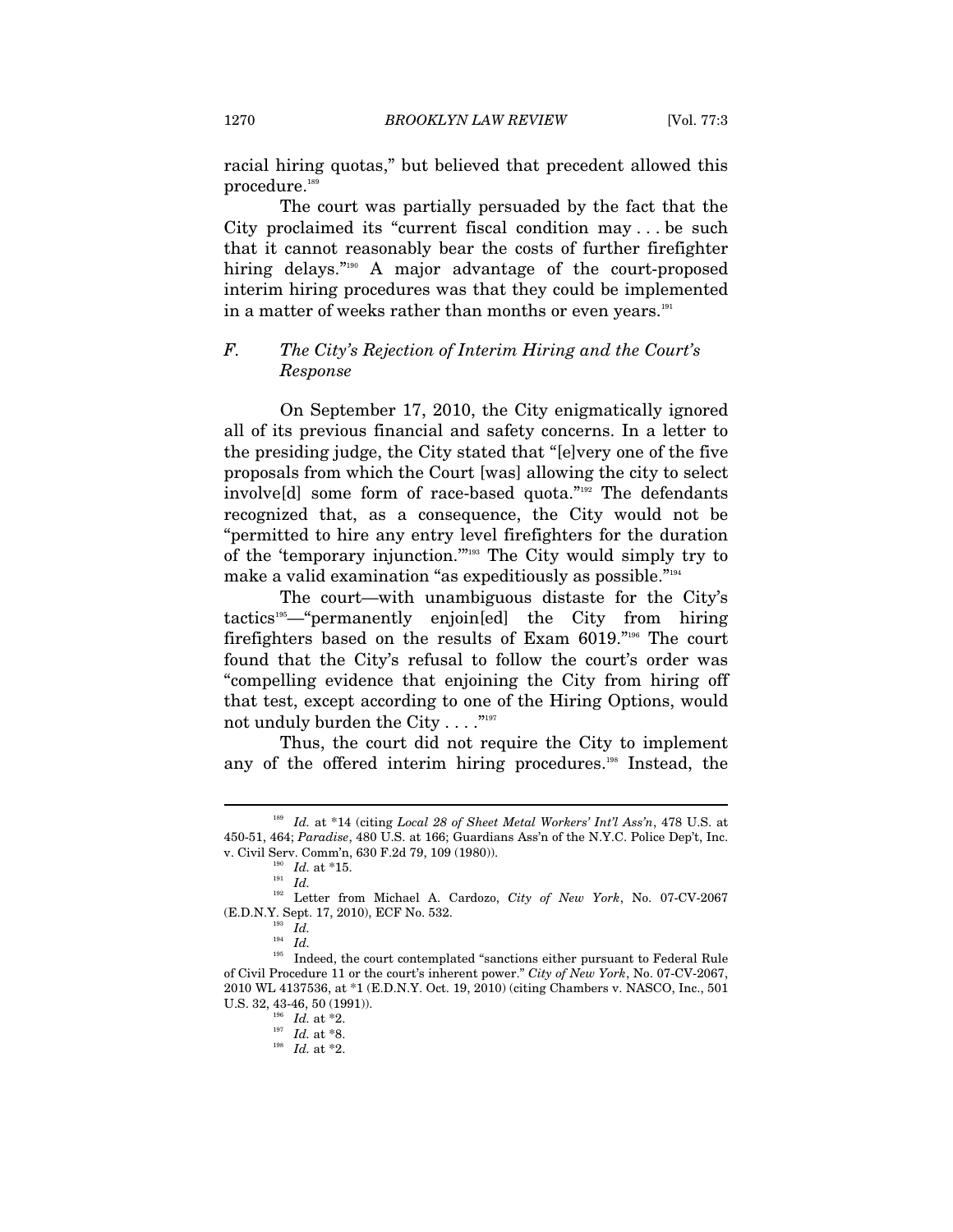racial hiring quotas," but believed that precedent allowed this procedure.[189]

The court was partially persuaded by the fact that the City proclaimed its "current fiscal condition may . . . be such that it cannot reasonably bear the costs of further firefighter hiring delays."[190] A major advantage of the court-proposed interim hiring procedures was that they could be implemented in a matter of weeks rather than months or even years.[191]

### *F. The City's Rejection of Interim Hiring and the Court's Response*

On September 17, 2010, the City enigmatically ignored all of its previous financial and safety concerns. In a letter to the presiding judge, the City stated that "[e]very one of the five proposals from which the Court [was] allowing the city to select involve[d] some form of race-based quota."[192] The defendants recognized that, as a consequence, the City would not be "permitted to hire any entry level firefighters for the duration of the 'temporary injunction.'"[193] The City would simply try to make a valid examination "as expeditiously as possible."[194]

The court—with unambiguous distaste for the City's tactics[195]—"permanently enjoin[ed] the City from hiring firefighters based on the results of Exam 6019."[196] The court found that the City's refusal to follow the court's order was "compelling evidence that enjoining the City from hiring off that test, except according to one of the Hiring Options, would not unduly burden the City . . . ."[197]

Thus, the court did not require the City to implement any of the offered interim hiring procedures.[198] Instead, the

---

[189] *Id.* at *14 (citing *Local 28 of Sheet Metal Workers' Int'l Ass'n*, 478 U.S. at 450-51, 464; *Paradise*, 480 U.S. at 166; Guardians Ass'n of the N.Y.C. Police Dep't, Inc. v. Civil Serv. Comm'n, 630 F.2d 79, 109 (1980)).

[190] *Id.* at *15.

[191] *Id.*

[192] Letter from Michael A. Cardozo, *City of New York*, No. 07-CV-2067 (E.D.N.Y. Sept. 17, 2010), ECF No. 532.

[193] *Id.*

[194] *Id.*

[195] Indeed, the court contemplated "sanctions either pursuant to Federal Rule of Civil Procedure 11 or the court's inherent power." *City of New York*, No. 07-CV-2067, 2010 WL 4137536, at *1 (E.D.N.Y. Oct. 19, 2010) (citing Chambers v. NASCO, Inc., 501 U.S. 32, 43-46, 50 (1991)).

[196] *Id.* at *2.

[197] *Id.* at *8.

[198] *Id.* at *2.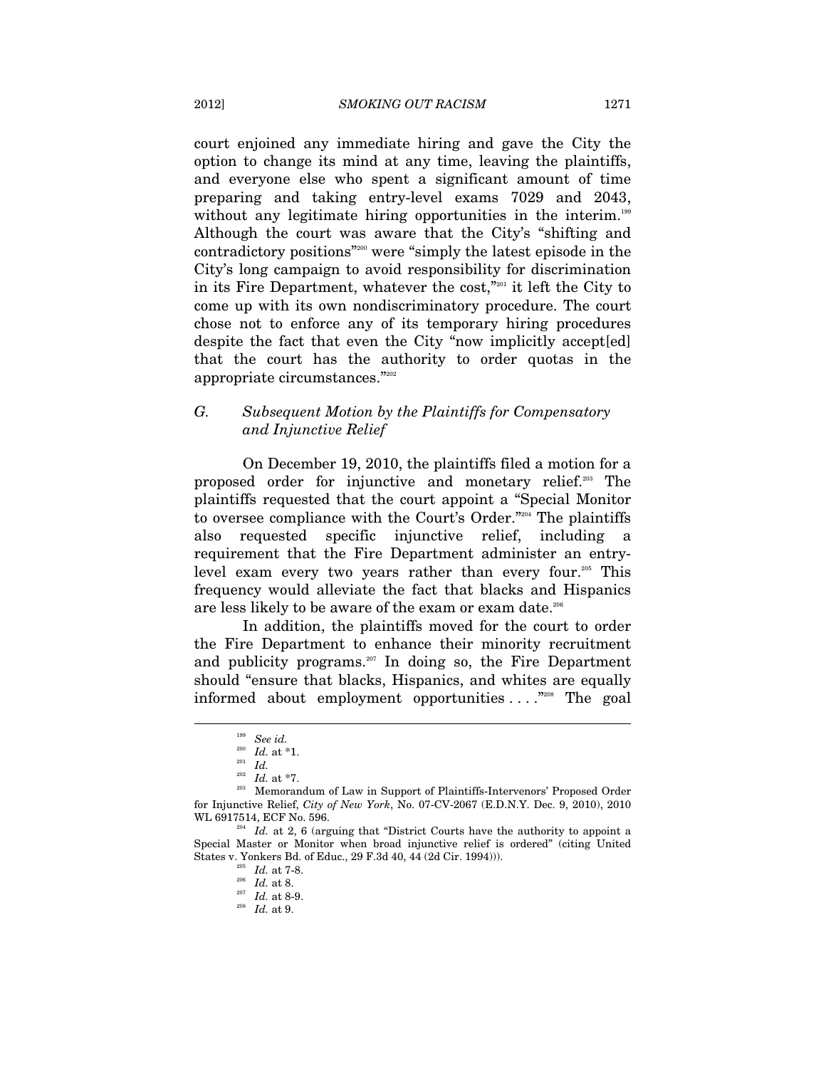court enjoined any immediate hiring and gave the City the option to change its mind at any time, leaving the plaintiffs, and everyone else who spent a significant amount of time preparing and taking entry-level exams 7029 and 2043, without any legitimate hiring opportunities in the interim.[199] Although the court was aware that the City's "shifting and contradictory positions"[200] were "simply the latest episode in the City's long campaign to avoid responsibility for discrimination in its Fire Department, whatever the cost,"[201] it left the City to come up with its own nondiscriminatory procedure. The court chose not to enforce any of its temporary hiring procedures despite the fact that even the City "now implicitly accept[ed] that the court has the authority to order quotas in the appropriate circumstances."[202]

### *G. Subsequent Motion by the Plaintiffs for Compensatory and Injunctive Relief*

On December 19, 2010, the plaintiffs filed a motion for a proposed order for injunctive and monetary relief.[203] The plaintiffs requested that the court appoint a "Special Monitor to oversee compliance with the Court's Order."[204] The plaintiffs also requested specific injunctive relief, including a requirement that the Fire Department administer an entry-level exam every two years rather than every four.[205] This frequency would alleviate the fact that blacks and Hispanics are less likely to be aware of the exam or exam date.[206]

In addition, the plaintiffs moved for the court to order the Fire Department to enhance their minority recruitment and publicity programs.[207] In doing so, the Fire Department should "ensure that blacks, Hispanics, and whites are equally informed about employment opportunities . . . ."[208] The goal

---

[199] *See id.*

[200] *Id.* at \*1.

[201] *Id.*

[202] *Id.* at \*7.

[203] Memorandum of Law in Support of Plaintiffs-Intervenors' Proposed Order for Injunctive Relief, *City of New York*, No. 07-CV-2067 (E.D.N.Y. Dec. 9, 2010), 2010 WL 6917514, ECF No. 596.

[204] *Id.* at 2, 6 (arguing that "District Courts have the authority to appoint a Special Master or Monitor when broad injunctive relief is ordered" (citing United States v. Yonkers Bd. of Educ., 29 F.3d 40, 44 (2d Cir. 1994))).

[205] *Id.* at 7-8.

[206] *Id.* at 8.

[207] *Id.* at 8-9.

[208] *Id.* at 9.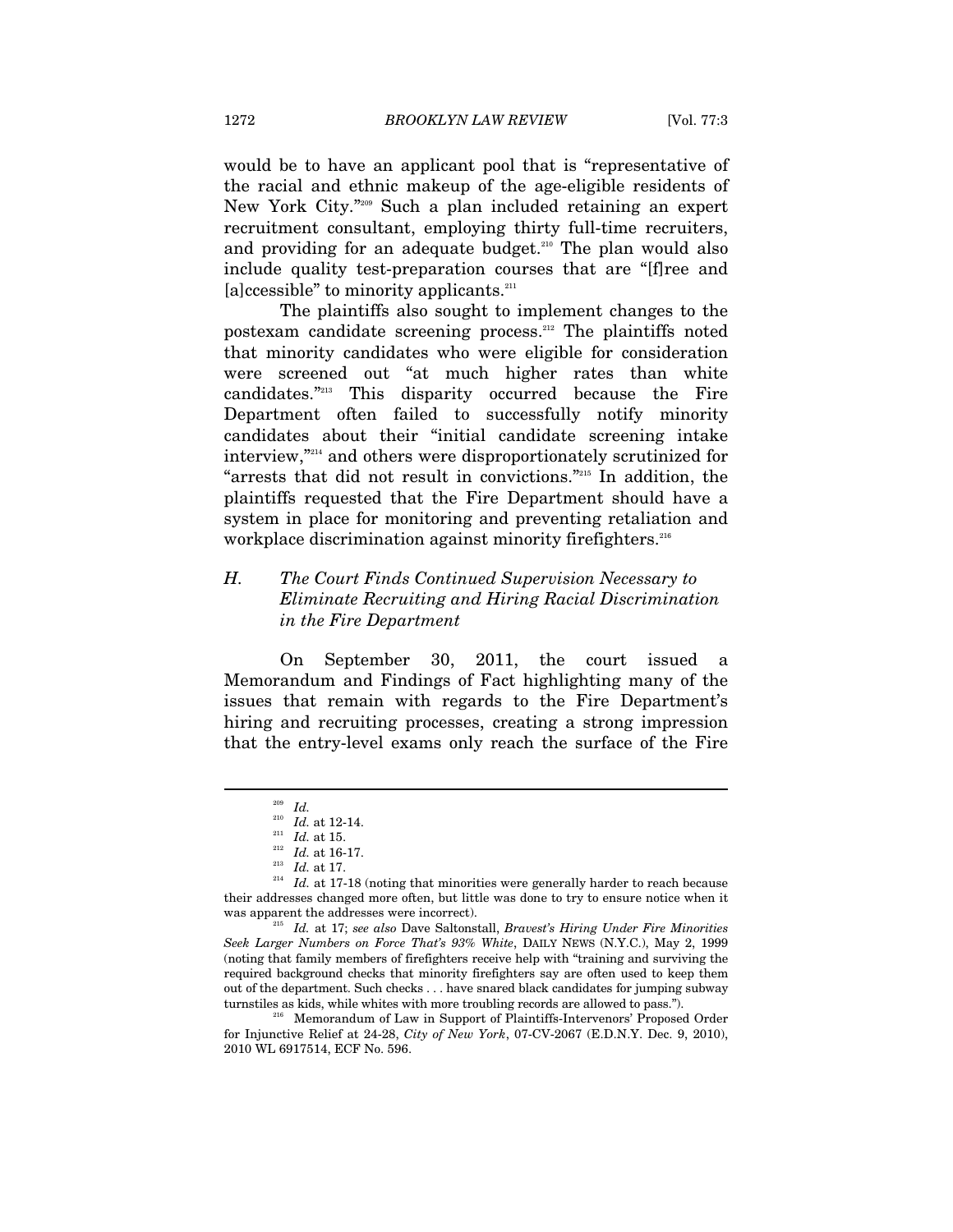would be to have an applicant pool that is "representative of the racial and ethnic makeup of the age-eligible residents of New York City."[209] Such a plan included retaining an expert recruitment consultant, employing thirty full-time recruiters, and providing for an adequate budget.[210] The plan would also include quality test-preparation courses that are "[f]ree and [a]ccessible" to minority applicants.[211]

The plaintiffs also sought to implement changes to the postexam candidate screening process.[212] The plaintiffs noted that minority candidates who were eligible for consideration were screened out "at much higher rates than white candidates."[213] This disparity occurred because the Fire Department often failed to successfully notify minority candidates about their "initial candidate screening intake interview,"[214] and others were disproportionately scrutinized for "arrests that did not result in convictions."[215] In addition, the plaintiffs requested that the Fire Department should have a system in place for monitoring and preventing retaliation and workplace discrimination against minority firefighters.[216]

### *H. The Court Finds Continued Supervision Necessary to Eliminate Recruiting and Hiring Racial Discrimination in the Fire Department*

On September 30, 2011, the court issued a Memorandum and Findings of Fact highlighting many of the issues that remain with regards to the Fire Department's hiring and recruiting processes, creating a strong impression that the entry-level exams only reach the surface of the Fire

---

[209] *Id.*

[210] *Id.* at 12-14.

[211] *Id.* at 15.

[212] *Id.* at 16-17.

[213] *Id.* at 17.

[214] *Id.* at 17-18 (noting that minorities were generally harder to reach because their addresses changed more often, but little was done to try to ensure notice when it was apparent the addresses were incorrect).

[215] *Id.* at 17; *see also* Dave Saltonstall, *Bravest's Hiring Under Fire Minorities Seek Larger Numbers on Force That's 93% White*, DAILY NEWS (N.Y.C.), May 2, 1999 (noting that family members of firefighters receive help with "training and surviving the required background checks that minority firefighters say are often used to keep them out of the department. Such checks . . . have snared black candidates for jumping subway turnstiles as kids, while whites with more troubling records are allowed to pass.").

[216] Memorandum of Law in Support of Plaintiffs-Intervenors' Proposed Order for Injunctive Relief at 24-28, *City of New York*, 07-CV-2067 (E.D.N.Y. Dec. 9, 2010), 2010 WL 6917514, ECF No. 596.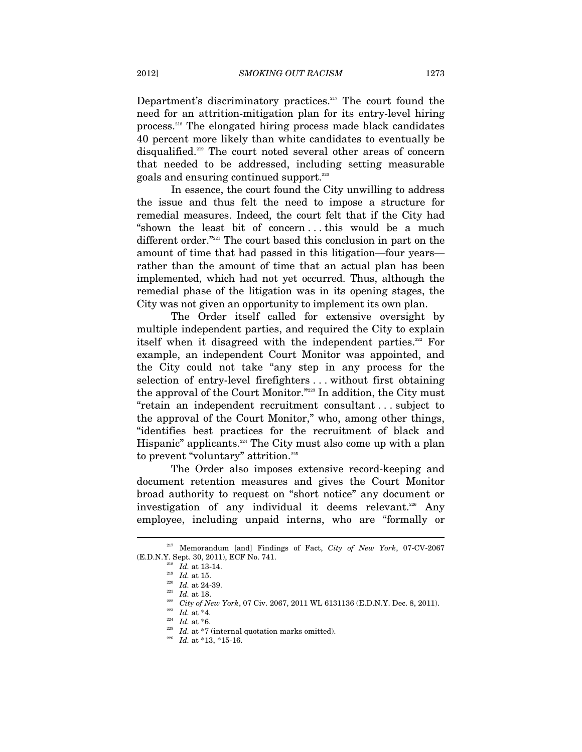Department's discriminatory practices.[217] The court found the need for an attrition-mitigation plan for its entry-level hiring process.[218] The elongated hiring process made black candidates 40 percent more likely than white candidates to eventually be disqualified.[219] The court noted several other areas of concern that needed to be addressed, including setting measurable goals and ensuring continued support.[220]

In essence, the court found the City unwilling to address the issue and thus felt the need to impose a structure for remedial measures. Indeed, the court felt that if the City had "shown the least bit of concern . . . this would be a much different order."[221] The court based this conclusion in part on the amount of time that had passed in this litigation—four years—rather than the amount of time that an actual plan has been implemented, which had not yet occurred. Thus, although the remedial phase of the litigation was in its opening stages, the City was not given an opportunity to implement its own plan.

The Order itself called for extensive oversight by multiple independent parties, and required the City to explain itself when it disagreed with the independent parties.[222] For example, an independent Court Monitor was appointed, and the City could not take "any step in any process for the selection of entry-level firefighters . . . without first obtaining the approval of the Court Monitor."[223] In addition, the City must "retain an independent recruitment consultant . . . subject to the approval of the Court Monitor," who, among other things, "identifies best practices for the recruitment of black and Hispanic" applicants.[224] The City must also come up with a plan to prevent "voluntary" attrition.[225]

The Order also imposes extensive record-keeping and document retention measures and gives the Court Monitor broad authority to request on "short notice" any document or investigation of any individual it deems relevant.[226] Any employee, including unpaid interns, who are "formally or

---

[217] Memorandum [and] Findings of Fact, *City of New York*, 07-CV-2067 (E.D.N.Y. Sept. 30, 2011), ECF No. 741.

[218] *Id.* at 13-14.

[219] *Id.* at 15.

[220] *Id.* at 24-39.

[221] *Id.* at 18.

[222] *City of New York*, 07 Civ. 2067, 2011 WL 6131136 (E.D.N.Y. Dec. 8, 2011).

[223] *Id.* at *4.

[224] *Id.* at *6.

[225] *Id.* at *7 (internal quotation marks omitted).

[226] *Id.* at *13, *15-16.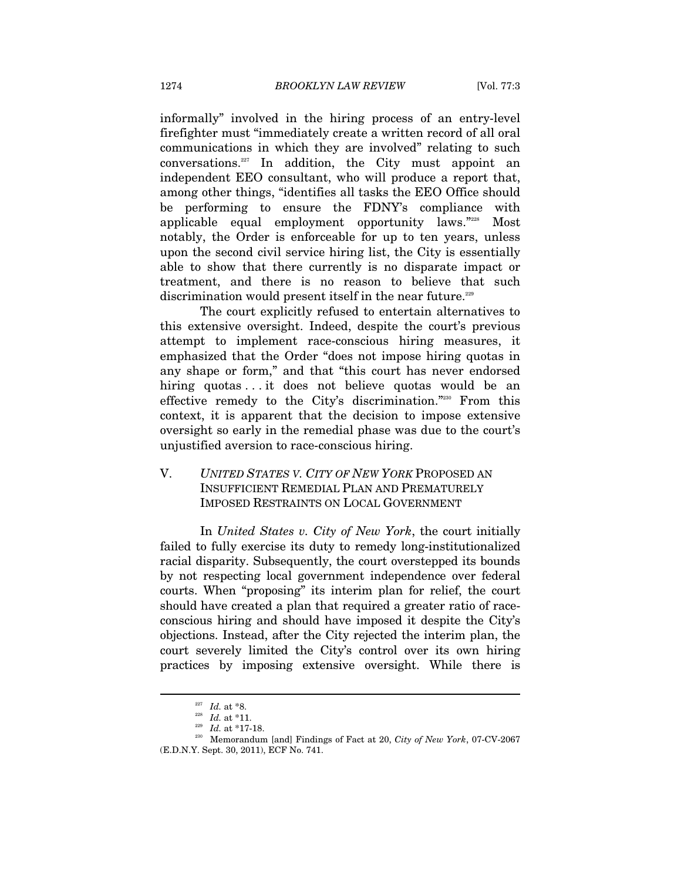informally" involved in the hiring process of an entry-level firefighter must "immediately create a written record of all oral communications in which they are involved" relating to such conversations.[227] In addition, the City must appoint an independent EEO consultant, who will produce a report that, among other things, "identifies all tasks the EEO Office should be performing to ensure the FDNY's compliance with applicable equal employment opportunity laws."[228] Most notably, the Order is enforceable for up to ten years, unless upon the second civil service hiring list, the City is essentially able to show that there currently is no disparate impact or treatment, and there is no reason to believe that such discrimination would present itself in the near future.[229]

The court explicitly refused to entertain alternatives to this extensive oversight. Indeed, despite the court's previous attempt to implement race-conscious hiring measures, it emphasized that the Order "does not impose hiring quotas in any shape or form," and that "this court has never endorsed hiring quotas . . . it does not believe quotas would be an effective remedy to the City's discrimination."[230] From this context, it is apparent that the decision to impose extensive oversight so early in the remedial phase was due to the court's unjustified aversion to race-conscious hiring.

## V. *UNITED STATES V. CITY OF NEW YORK* PROPOSED AN INSUFFICIENT REMEDIAL PLAN AND PREMATURELY IMPOSED RESTRAINTS ON LOCAL GOVERNMENT

In *United States v. City of New York*, the court initially failed to fully exercise its duty to remedy long-institutionalized racial disparity. Subsequently, the court overstepped its bounds by not respecting local government independence over federal courts. When "proposing" its interim plan for relief, the court should have created a plan that required a greater ratio of race-conscious hiring and should have imposed it despite the City's objections. Instead, after the City rejected the interim plan, the court severely limited the City's control over its own hiring practices by imposing extensive oversight. While there is

---

[227] *Id.* at \*8.

[228] *Id.* at \*11.

[229] *Id.* at \*17-18.

[230] Memorandum [and] Findings of Fact at 20, *City of New York*, 07-CV-2067 (E.D.N.Y. Sept. 30, 2011), ECF No. 741.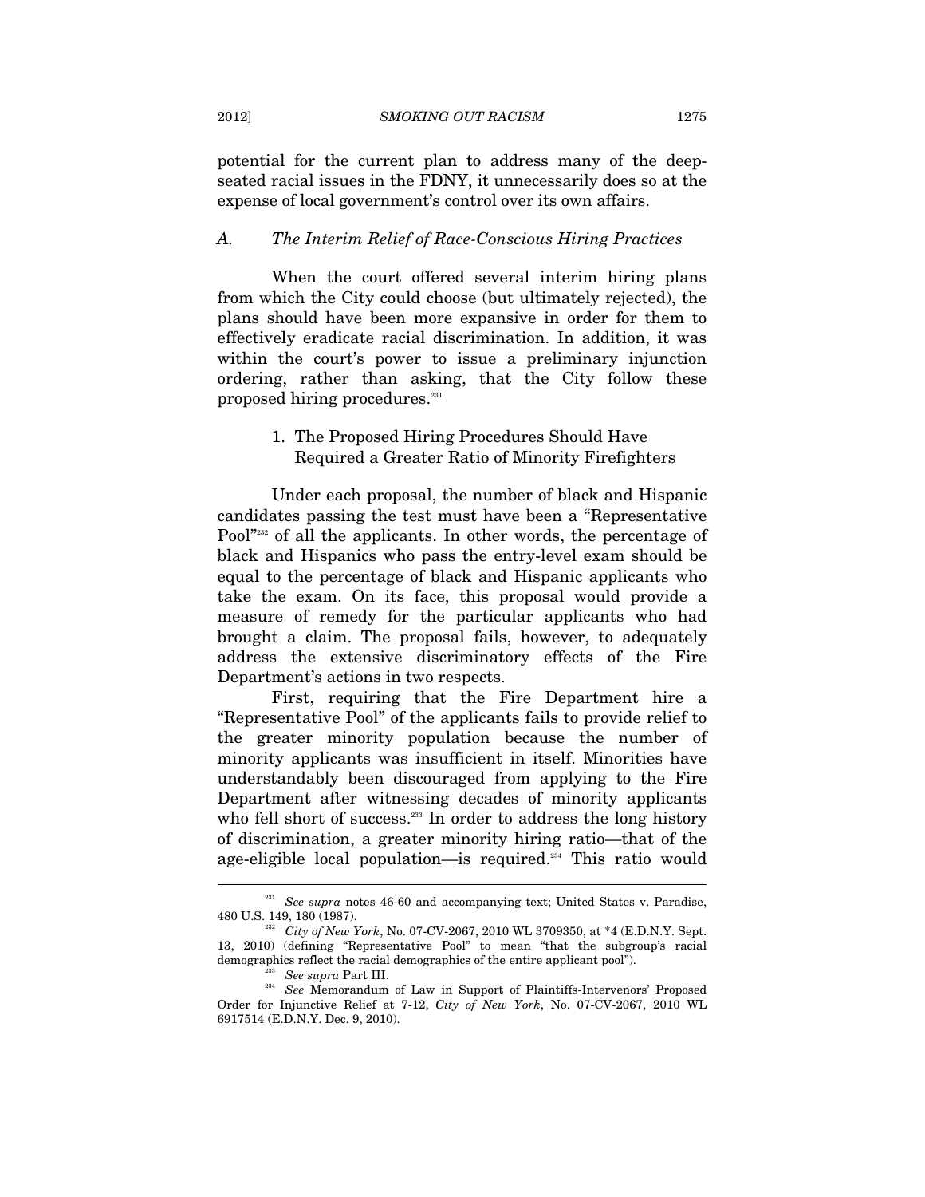potential for the current plan to address many of the deep-seated racial issues in the FDNY, it unnecessarily does so at the expense of local government's control over its own affairs.

### A. *The Interim Relief of Race-Conscious Hiring Practices*

When the court offered several interim hiring plans from which the City could choose (but ultimately rejected), the plans should have been more expansive in order for them to effectively eradicate racial discrimination. In addition, it was within the court's power to issue a preliminary injunction ordering, rather than asking, that the City follow these proposed hiring procedures.[231]

#### 1. The Proposed Hiring Procedures Should Have Required a Greater Ratio of Minority Firefighters

Under each proposal, the number of black and Hispanic candidates passing the test must have been a "Representative Pool"[232] of all the applicants. In other words, the percentage of black and Hispanics who pass the entry-level exam should be equal to the percentage of black and Hispanic applicants who take the exam. On its face, this proposal would provide a measure of remedy for the particular applicants who had brought a claim. The proposal fails, however, to adequately address the extensive discriminatory effects of the Fire Department's actions in two respects.

First, requiring that the Fire Department hire a "Representative Pool" of the applicants fails to provide relief to the greater minority population because the number of minority applicants was insufficient in itself. Minorities have understandably been discouraged from applying to the Fire Department after witnessing decades of minority applicants who fell short of success.[233] In order to address the long history of discrimination, a greater minority hiring ratio—that of the age-eligible local population—is required.[234] This ratio would

---

[231] *See supra* notes 46-60 and accompanying text; United States v. Paradise, 480 U.S. 149, 180 (1987).

[232] *City of New York*, No. 07-CV-2067, 2010 WL 3709350, at *4 (E.D.N.Y. Sept. 13, 2010) (defining "Representative Pool" to mean "that the subgroup's racial demographics reflect the racial demographics of the entire applicant pool").

[233] *See supra* Part III.

[234] *See* Memorandum of Law in Support of Plaintiffs-Intervenors' Proposed Order for Injunctive Relief at 7-12, *City of New York*, No. 07-CV-2067, 2010 WL 6917514 (E.D.N.Y. Dec. 9, 2010).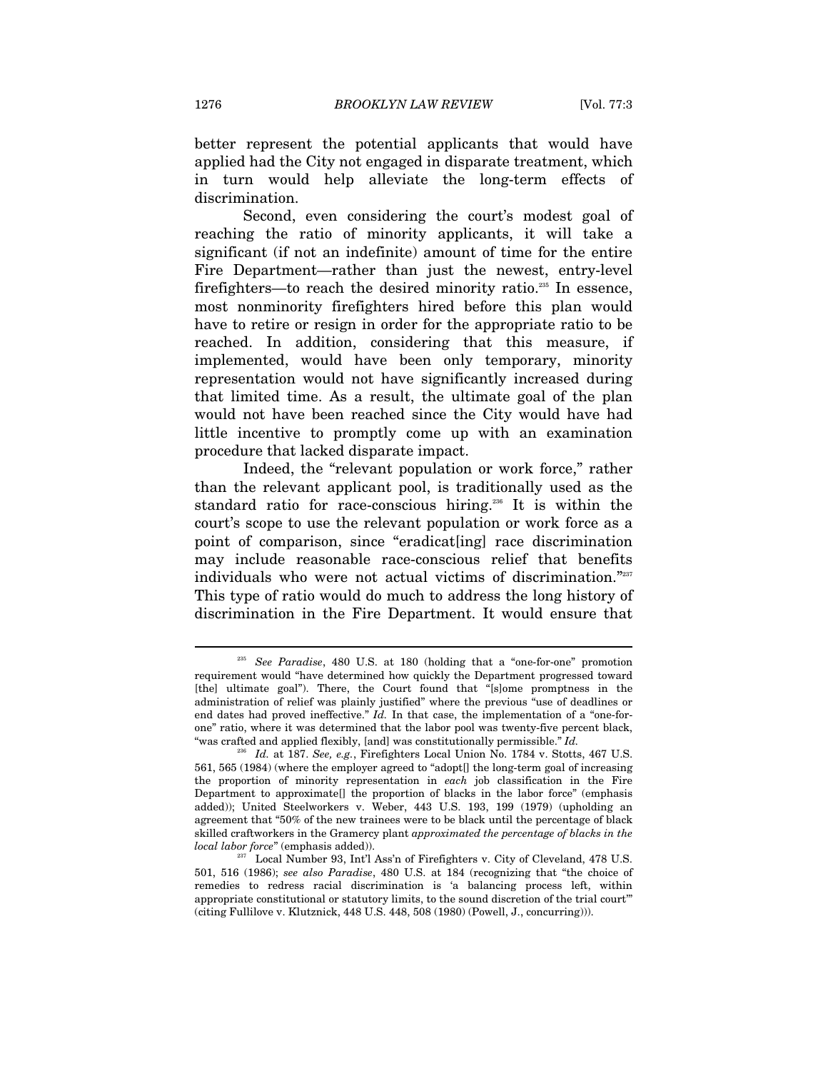better represent the potential applicants that would have applied had the City not engaged in disparate treatment, which in turn would help alleviate the long-term effects of discrimination.

Second, even considering the court's modest goal of reaching the ratio of minority applicants, it will take a significant (if not an indefinite) amount of time for the entire Fire Department—rather than just the newest, entry-level firefighters—to reach the desired minority ratio.[235] In essence, most nonminority firefighters hired before this plan would have to retire or resign in order for the appropriate ratio to be reached. In addition, considering that this measure, if implemented, would have been only temporary, minority representation would not have significantly increased during that limited time. As a result, the ultimate goal of the plan would not have been reached since the City would have had little incentive to promptly come up with an examination procedure that lacked disparate impact.

Indeed, the "relevant population or work force," rather than the relevant applicant pool, is traditionally used as the standard ratio for race-conscious hiring.[236] It is within the court's scope to use the relevant population or work force as a point of comparison, since "eradicat[ing] race discrimination may include reasonable race-conscious relief that benefits individuals who were not actual victims of discrimination."[237] This type of ratio would do much to address the long history of discrimination in the Fire Department. It would ensure that

---

[235] *See Paradise*, 480 U.S. at 180 (holding that a "one-for-one" promotion requirement would "have determined how quickly the Department progressed toward [the] ultimate goal"). There, the Court found that "[s]ome promptness in the administration of relief was plainly justified" where the previous "use of deadlines or end dates had proved ineffective." *Id.* In that case, the implementation of a "one-for-one" ratio, where it was determined that the labor pool was twenty-five percent black, "was crafted and applied flexibly, [and] was constitutionally permissible." *Id.*

[236] *Id.* at 187. *See, e.g.*, Firefighters Local Union No. 1784 v. Stotts, 467 U.S. 561, 565 (1984) (where the employer agreed to "adopt[] the long-term goal of increasing the proportion of minority representation in *each* job classification in the Fire Department to approximate[] the proportion of blacks in the labor force" (emphasis added)); United Steelworkers v. Weber, 443 U.S. 193, 199 (1979) (upholding an agreement that "50% of the new trainees were to be black until the percentage of black skilled craftworkers in the Gramercy plant *approximated the percentage of blacks in the local labor force*" (emphasis added)).

[237] Local Number 93, Int'l Ass'n of Firefighters v. City of Cleveland, 478 U.S. 501, 516 (1986); *see also Paradise*, 480 U.S. at 184 (recognizing that "the choice of remedies to redress racial discrimination is 'a balancing process left, within appropriate constitutional or statutory limits, to the sound discretion of the trial court'" (citing Fullilove v. Klutznick, 448 U.S. 448, 508 (1980) (Powell, J., concurring))).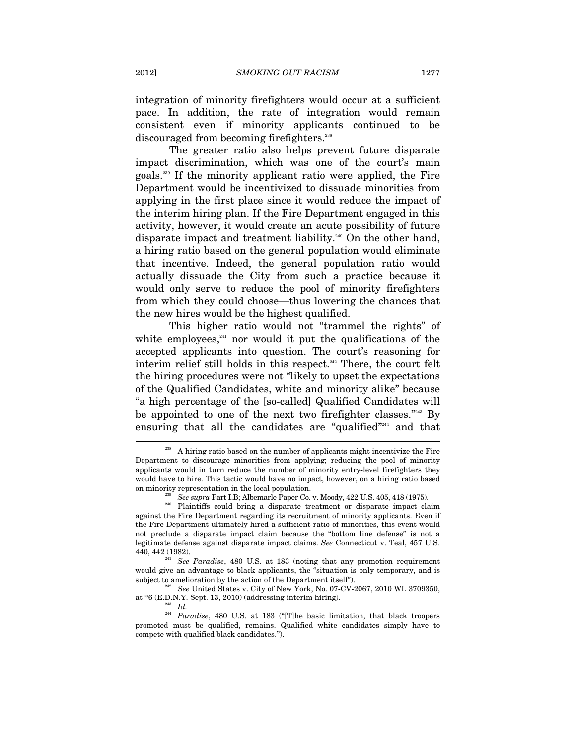integration of minority firefighters would occur at a sufficient pace. In addition, the rate of integration would remain consistent even if minority applicants continued to be discouraged from becoming firefighters.[238]

The greater ratio also helps prevent future disparate impact discrimination, which was one of the court's main goals.[239] If the minority applicant ratio were applied, the Fire Department would be incentivized to dissuade minorities from applying in the first place since it would reduce the impact of the interim hiring plan. If the Fire Department engaged in this activity, however, it would create an acute possibility of future disparate impact and treatment liability.[240] On the other hand, a hiring ratio based on the general population would eliminate that incentive. Indeed, the general population ratio would actually dissuade the City from such a practice because it would only serve to reduce the pool of minority firefighters from which they could choose—thus lowering the chances that the new hires would be the highest qualified.

This higher ratio would not "trammel the rights" of white employees,[241] nor would it put the qualifications of the accepted applicants into question. The court's reasoning for interim relief still holds in this respect.[242] There, the court felt the hiring procedures were not "likely to upset the expectations of the Qualified Candidates, white and minority alike" because "a high percentage of the [so-called] Qualified Candidates will be appointed to one of the next two firefighter classes."[243] By ensuring that all the candidates are "qualified"[244] and that

---

[238] A hiring ratio based on the number of applicants might incentivize the Fire Department to discourage minorities from applying; reducing the pool of minority applicants would in turn reduce the number of minority entry-level firefighters they would have to hire. This tactic would have no impact, however, on a hiring ratio based on minority representation in the local population.

[239] *See supra* Part I.B; Albemarle Paper Co. v. Moody, 422 U.S. 405, 418 (1975).

[240] Plaintiffs could bring a disparate treatment or disparate impact claim against the Fire Department regarding its recruitment of minority applicants. Even if the Fire Department ultimately hired a sufficient ratio of minorities, this event would not preclude a disparate impact claim because the "bottom line defense" is not a legitimate defense against disparate impact claims. *See* Connecticut v. Teal, 457 U.S. 440, 442 (1982).

[241] *See Paradise*, 480 U.S. at 183 (noting that any promotion requirement would give an advantage to black applicants, the "situation is only temporary, and is subject to amelioration by the action of the Department itself").

[242] *See* United States v. City of New York, No. 07-CV-2067, 2010 WL 3709350, at *6 (E.D.N.Y. Sept. 13, 2010) (addressing interim hiring).

[243] *Id.*

[244] *Paradise*, 480 U.S. at 183 ("[T]he basic limitation, that black troopers promoted must be qualified, remains. Qualified white candidates simply have to compete with qualified black candidates.").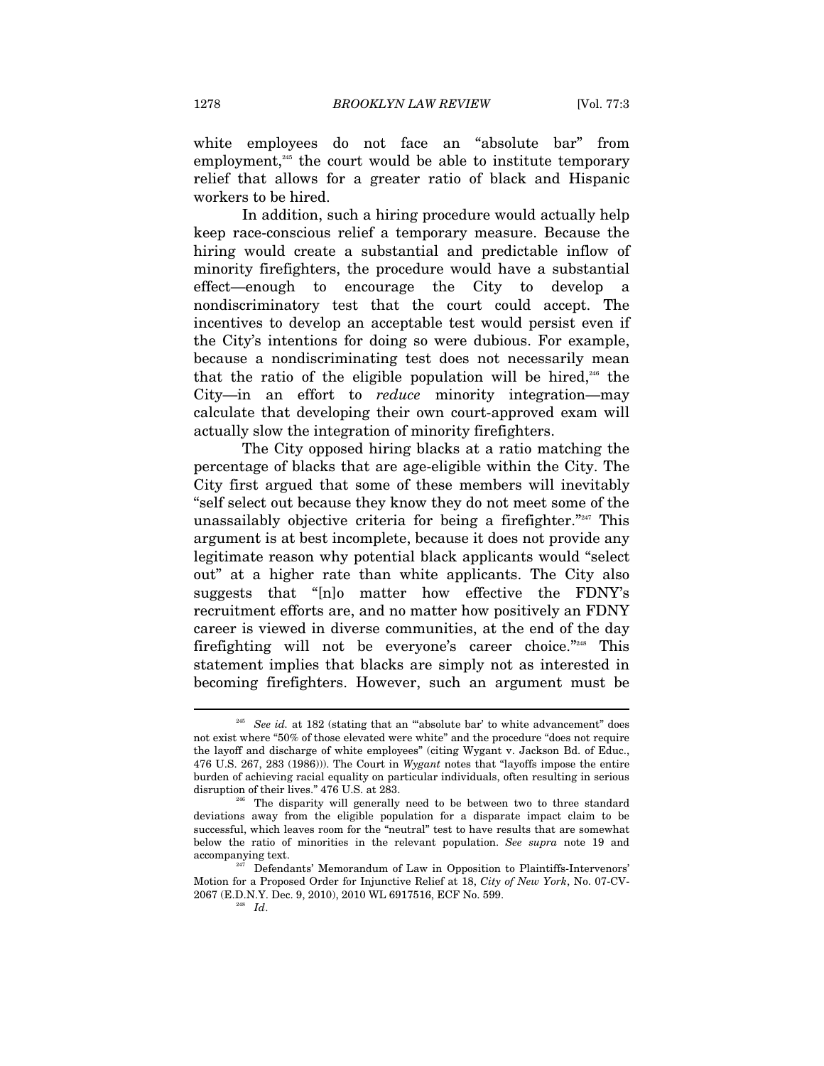white employees do not face an "absolute bar" from employment,[245] the court would be able to institute temporary relief that allows for a greater ratio of black and Hispanic workers to be hired.

In addition, such a hiring procedure would actually help keep race-conscious relief a temporary measure. Because the hiring would create a substantial and predictable inflow of minority firefighters, the procedure would have a substantial effect—enough to encourage the City to develop a nondiscriminatory test that the court could accept. The incentives to develop an acceptable test would persist even if the City's intentions for doing so were dubious. For example, because a nondiscriminating test does not necessarily mean that the ratio of the eligible population will be hired,[246] the City—in an effort to *reduce* minority integration—may calculate that developing their own court-approved exam will actually slow the integration of minority firefighters.

The City opposed hiring blacks at a ratio matching the percentage of blacks that are age-eligible within the City. The City first argued that some of these members will inevitably "self select out because they know they do not meet some of the unassailably objective criteria for being a firefighter."[247] This argument is at best incomplete, because it does not provide any legitimate reason why potential black applicants would "select out" at a higher rate than white applicants. The City also suggests that "[n]o matter how effective the FDNY's recruitment efforts are, and no matter how positively an FDNY career is viewed in diverse communities, at the end of the day firefighting will not be everyone's career choice."[248] This statement implies that blacks are simply not as interested in becoming firefighters. However, such an argument must be

---

[245] *See id.* at 182 (stating that an "'absolute bar' to white advancement" does not exist where "50% of those elevated were white" and the procedure "does not require the layoff and discharge of white employees" (citing Wygant v. Jackson Bd. of Educ., 476 U.S. 267, 283 (1986))). The Court in *Wygant* notes that "layoffs impose the entire burden of achieving racial equality on particular individuals, often resulting in serious disruption of their lives." 476 U.S. at 283.

[246] The disparity will generally need to be between two to three standard deviations away from the eligible population for a disparate impact claim to be successful, which leaves room for the "neutral" test to have results that are somewhat below the ratio of minorities in the relevant population. *See supra* note 19 and accompanying text.

[247] Defendants' Memorandum of Law in Opposition to Plaintiffs-Intervenors' Motion for a Proposed Order for Injunctive Relief at 18, *City of New York*, No. 07-CV-2067 (E.D.N.Y. Dec. 9, 2010), 2010 WL 6917516, ECF No. 599.

[248] *Id*.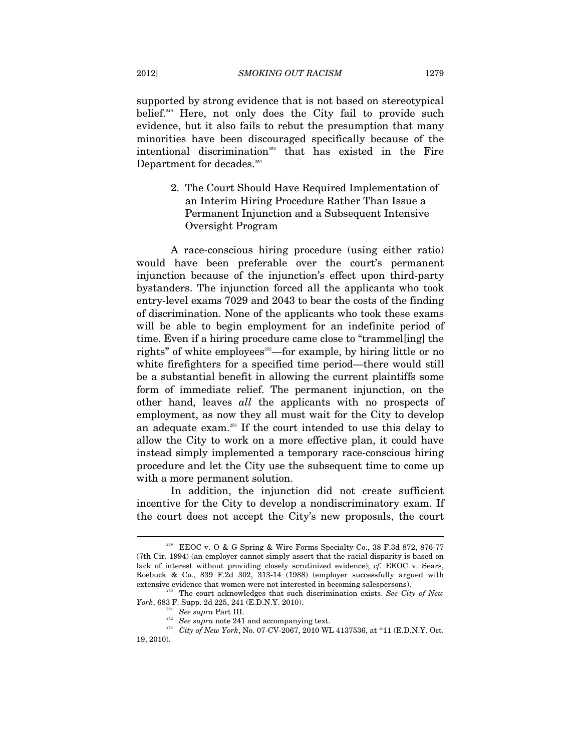supported by strong evidence that is not based on stereotypical belief.[249] Here, not only does the City fail to provide such evidence, but it also fails to rebut the presumption that many minorities have been discouraged specifically because of the intentional discrimination[250] that has existed in the Fire Department for decades.[251]

### 2. The Court Should Have Required Implementation of an Interim Hiring Procedure Rather Than Issue a Permanent Injunction and a Subsequent Intensive Oversight Program

A race-conscious hiring procedure (using either ratio) would have been preferable over the court's permanent injunction because of the injunction's effect upon third-party bystanders. The injunction forced all the applicants who took entry-level exams 7029 and 2043 to bear the costs of the finding of discrimination. None of the applicants who took these exams will be able to begin employment for an indefinite period of time. Even if a hiring procedure came close to "trammel[ing] the rights" of white employees[252]—for example, by hiring little or no white firefighters for a specified time period—there would still be a substantial benefit in allowing the current plaintiffs some form of immediate relief. The permanent injunction, on the other hand, leaves *all* the applicants with no prospects of employment, as now they all must wait for the City to develop an adequate exam.[253] If the court intended to use this delay to allow the City to work on a more effective plan, it could have instead simply implemented a temporary race-conscious hiring procedure and let the City use the subsequent time to come up with a more permanent solution.

In addition, the injunction did not create sufficient incentive for the City to develop a nondiscriminatory exam. If the court does not accept the City's new proposals, the court

---

[249] EEOC v. O & G Spring & Wire Forms Specialty Co., 38 F.3d 872, 876-77 (7th Cir. 1994) (an employer cannot simply assert that the racial disparity is based on lack of interest without providing closely scrutinized evidence); *cf.* EEOC v. Sears, Roebuck & Co., 839 F.2d 302, 313-14 (1988) (employer successfully argued with extensive evidence that women were not interested in becoming salespersons).

[250] The court acknowledges that such discrimination exists. *See City of New York*, 683 F. Supp. 2d 225, 241 (E.D.N.Y. 2010).

[251] *See supra* Part III.

[252] *See supra* note 241 and accompanying text.

[253] *City of New York*, No. 07-CV-2067, 2010 WL 4137536, at *11 (E.D.N.Y. Oct. 19, 2010).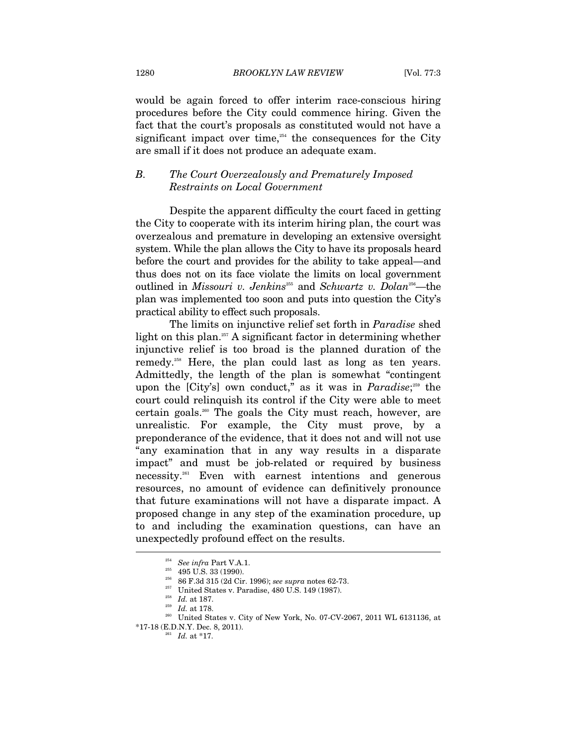would be again forced to offer interim race-conscious hiring procedures before the City could commence hiring. Given the fact that the court's proposals as constituted would not have a significant impact over time,[254] the consequences for the City are small if it does not produce an adequate exam.

### B. *The Court Overzealously and Prematurely Imposed Restraints on Local Government*

Despite the apparent difficulty the court faced in getting the City to cooperate with its interim hiring plan, the court was overzealous and premature in developing an extensive oversight system. While the plan allows the City to have its proposals heard before the court and provides for the ability to take appeal—and thus does not on its face violate the limits on local government outlined in *Missouri v. Jenkins*[255] and *Schwartz v. Dolan*[256]—the plan was implemented too soon and puts into question the City's practical ability to effect such proposals.

The limits on injunctive relief set forth in *Paradise* shed light on this plan.[257] A significant factor in determining whether injunctive relief is too broad is the planned duration of the remedy.[258] Here, the plan could last as long as ten years. Admittedly, the length of the plan is somewhat "contingent upon the [City's] own conduct," as it was in *Paradise*;[259] the court could relinquish its control if the City were able to meet certain goals.[260] The goals the City must reach, however, are unrealistic. For example, the City must prove, by a preponderance of the evidence, that it does not and will not use "any examination that in any way results in a disparate impact" and must be job-related or required by business necessity.[261] Even with earnest intentions and generous resources, no amount of evidence can definitively pronounce that future examinations will not have a disparate impact. A proposed change in any step of the examination procedure, up to and including the examination questions, can have an unexpectedly profound effect on the results.

---

[254] *See infra* Part V.A.1.

[255] 495 U.S. 33 (1990).

[256] 86 F.3d 315 (2d Cir. 1996); *see supra* notes 62-73.

[257] United States v. Paradise, 480 U.S. 149 (1987).

[258] *Id.* at 187.

[259] *Id.* at 178.

[260] United States v. City of New York, No. 07-CV-2067, 2011 WL 6131136, at *17-18 (E.D.N.Y. Dec. 8, 2011).

[261] *Id.* at *17.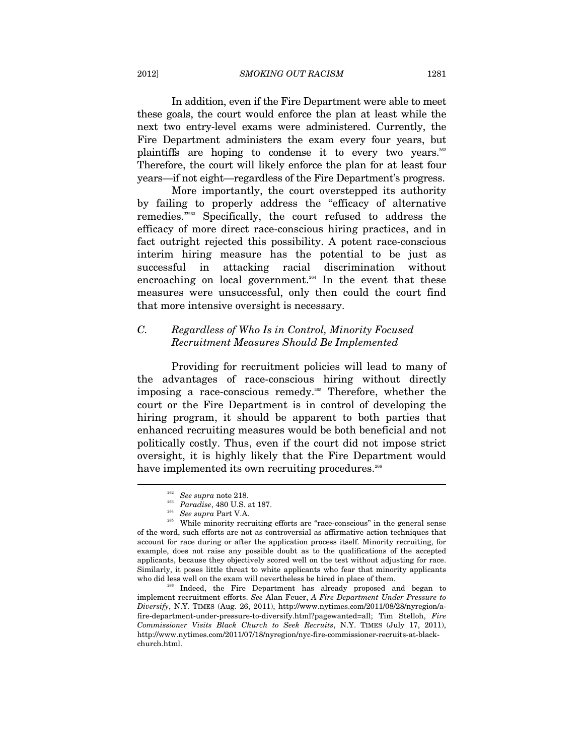In addition, even if the Fire Department were able to meet these goals, the court would enforce the plan at least while the next two entry-level exams were administered. Currently, the Fire Department administers the exam every four years, but plaintiffs are hoping to condense it to every two years.[262] Therefore, the court will likely enforce the plan for at least four years—if not eight—regardless of the Fire Department's progress.

More importantly, the court overstepped its authority by failing to properly address the "efficacy of alternative remedies."[263] Specifically, the court refused to address the efficacy of more direct race-conscious hiring practices, and in fact outright rejected this possibility. A potent race-conscious interim hiring measure has the potential to be just as successful in attacking racial discrimination without encroaching on local government.[264] In the event that these measures were unsuccessful, only then could the court find that more intensive oversight is necessary.

### C. Regardless of Who Is in Control, Minority Focused Recruitment Measures Should Be Implemented

Providing for recruitment policies will lead to many of the advantages of race-conscious hiring without directly imposing a race-conscious remedy.[265] Therefore, whether the court or the Fire Department is in control of developing the hiring program, it should be apparent to both parties that enhanced recruiting measures would be both beneficial and not politically costly. Thus, even if the court did not impose strict oversight, it is highly likely that the Fire Department would have implemented its own recruiting procedures.[266]

---

[262] *See supra* note 218.

[263] *Paradise*, 480 U.S. at 187.

[264] *See supra* Part V.A.

[265] While minority recruiting efforts are "race-conscious" in the general sense of the word, such efforts are not as controversial as affirmative action techniques that account for race during or after the application process itself. Minority recruiting, for example, does not raise any possible doubt as to the qualifications of the accepted applicants, because they objectively scored well on the test without adjusting for race. Similarly, it poses little threat to white applicants who fear that minority applicants who did less well on the exam will nevertheless be hired in place of them.

[266] Indeed, the Fire Department has already proposed and began to implement recruitment efforts. *See* Alan Feuer, *A Fire Department Under Pressure to Diversify*, N.Y. TIMES (Aug. 26, 2011), http://www.nytimes.com/2011/08/28/nyregion/a-fire-department-under-pressure-to-diversify.html?pagewanted=all; Tim Stelloh, *Fire Commissioner Visits Black Church to Seek Recruits*, N.Y. TIMES (July 17, 2011), http://www.nytimes.com/2011/07/18/nyregion/nyc-fire-commissioner-recruits-at-black-church.html.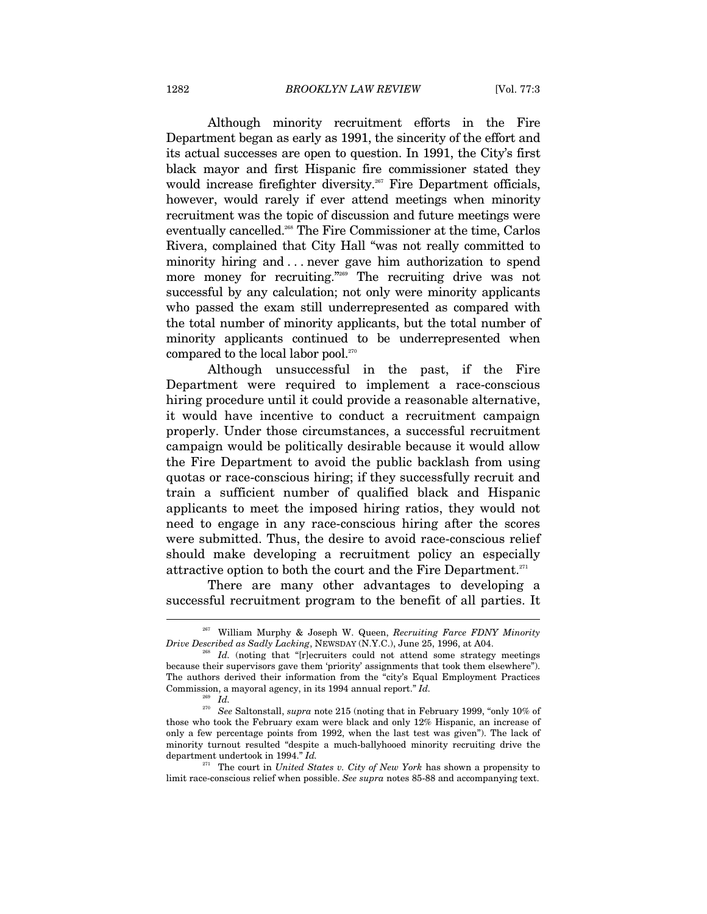Although minority recruitment efforts in the Fire Department began as early as 1991, the sincerity of the effort and its actual successes are open to question. In 1991, the City's first black mayor and first Hispanic fire commissioner stated they would increase firefighter diversity.[267] Fire Department officials, however, would rarely if ever attend meetings when minority recruitment was the topic of discussion and future meetings were eventually cancelled.[268] The Fire Commissioner at the time, Carlos Rivera, complained that City Hall "was not really committed to minority hiring and . . . never gave him authorization to spend more money for recruiting."[269] The recruiting drive was not successful by any calculation; not only were minority applicants who passed the exam still underrepresented as compared with the total number of minority applicants, but the total number of minority applicants continued to be underrepresented when compared to the local labor pool.[270]

Although unsuccessful in the past, if the Fire Department were required to implement a race-conscious hiring procedure until it could provide a reasonable alternative, it would have incentive to conduct a recruitment campaign properly. Under those circumstances, a successful recruitment campaign would be politically desirable because it would allow the Fire Department to avoid the public backlash from using quotas or race-conscious hiring; if they successfully recruit and train a sufficient number of qualified black and Hispanic applicants to meet the imposed hiring ratios, they would not need to engage in any race-conscious hiring after the scores were submitted. Thus, the desire to avoid race-conscious relief should make developing a recruitment policy an especially attractive option to both the court and the Fire Department.[271]

There are many other advantages to developing a successful recruitment program to the benefit of all parties. It

---

[267] William Murphy & Joseph W. Queen, *Recruiting Farce FDNY Minority Drive Described as Sadly Lacking*, NEWSDAY (N.Y.C.), June 25, 1996, at A04.

[268] *Id.* (noting that "[r]ecruiters could not attend some strategy meetings because their supervisors gave them 'priority' assignments that took them elsewhere"). The authors derived their information from the "city's Equal Employment Practices Commission, a mayoral agency, in its 1994 annual report." *Id.*

[269] *Id.*

[270] *See* Saltonstall, *supra* note 215 (noting that in February 1999, "only 10% of those who took the February exam were black and only 12% Hispanic, an increase of only a few percentage points from 1992, when the last test was given"). The lack of minority turnout resulted "despite a much-ballyhooed minority recruiting drive the department undertook in 1994." *Id.*

[271] The court in *United States v. City of New York* has shown a propensity to limit race-conscious relief when possible. *See supra* notes 85-88 and accompanying text.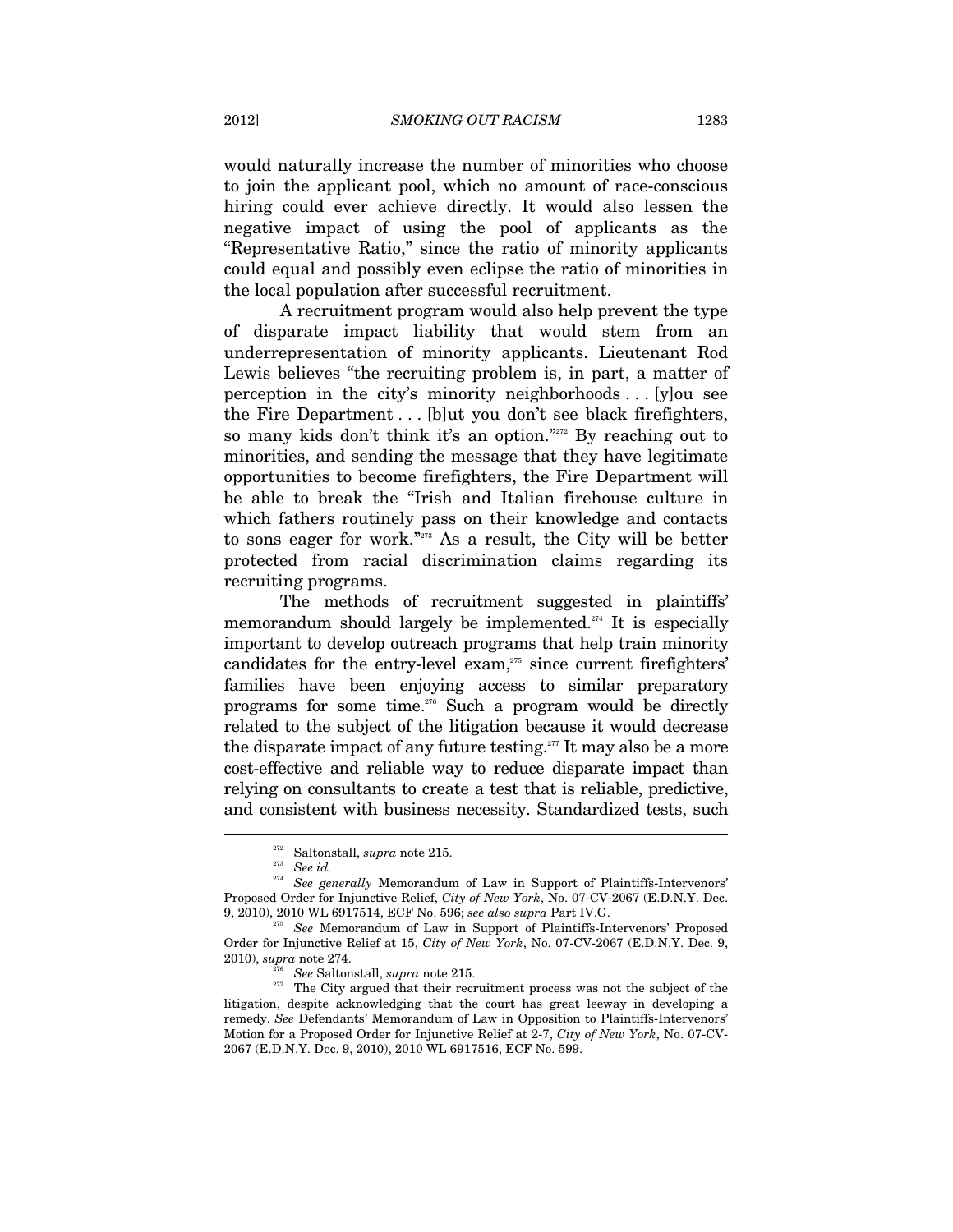would naturally increase the number of minorities who choose to join the applicant pool, which no amount of race-conscious hiring could ever achieve directly. It would also lessen the negative impact of using the pool of applicants as the "Representative Ratio," since the ratio of minority applicants could equal and possibly even eclipse the ratio of minorities in the local population after successful recruitment.

A recruitment program would also help prevent the type of disparate impact liability that would stem from an underrepresentation of minority applicants. Lieutenant Rod Lewis believes "the recruiting problem is, in part, a matter of perception in the city's minority neighborhoods . . . [y]ou see the Fire Department . . . [b]ut you don't see black firefighters, so many kids don't think it's an option."[272] By reaching out to minorities, and sending the message that they have legitimate opportunities to become firefighters, the Fire Department will be able to break the "Irish and Italian firehouse culture in which fathers routinely pass on their knowledge and contacts to sons eager for work."[273] As a result, the City will be better protected from racial discrimination claims regarding its recruiting programs.

The methods of recruitment suggested in plaintiffs' memorandum should largely be implemented.[274] It is especially important to develop outreach programs that help train minority candidates for the entry-level exam,[275] since current firefighters' families have been enjoying access to similar preparatory programs for some time.[276] Such a program would be directly related to the subject of the litigation because it would decrease the disparate impact of any future testing.[277] It may also be a more cost-effective and reliable way to reduce disparate impact than relying on consultants to create a test that is reliable, predictive, and consistent with business necessity. Standardized tests, such

---

[272] Saltonstall, *supra* note 215.

[273] *See id.*

[274] *See generally* Memorandum of Law in Support of Plaintiffs-Intervenors' Proposed Order for Injunctive Relief, *City of New York*, No. 07-CV-2067 (E.D.N.Y. Dec. 9, 2010), 2010 WL 6917514, ECF No. 596; *see also supra* Part IV.G.

[275] *See* Memorandum of Law in Support of Plaintiffs-Intervenors' Proposed Order for Injunctive Relief at 15, *City of New York*, No. 07-CV-2067 (E.D.N.Y. Dec. 9, 2010), *supra* note 274.

[276] *See* Saltonstall, *supra* note 215.

[277] The City argued that their recruitment process was not the subject of the litigation, despite acknowledging that the court has great leeway in developing a remedy. *See* Defendants' Memorandum of Law in Opposition to Plaintiffs-Intervenors' Motion for a Proposed Order for Injunctive Relief at 2-7, *City of New York*, No. 07-CV-2067 (E.D.N.Y. Dec. 9, 2010), 2010 WL 6917516, ECF No. 599.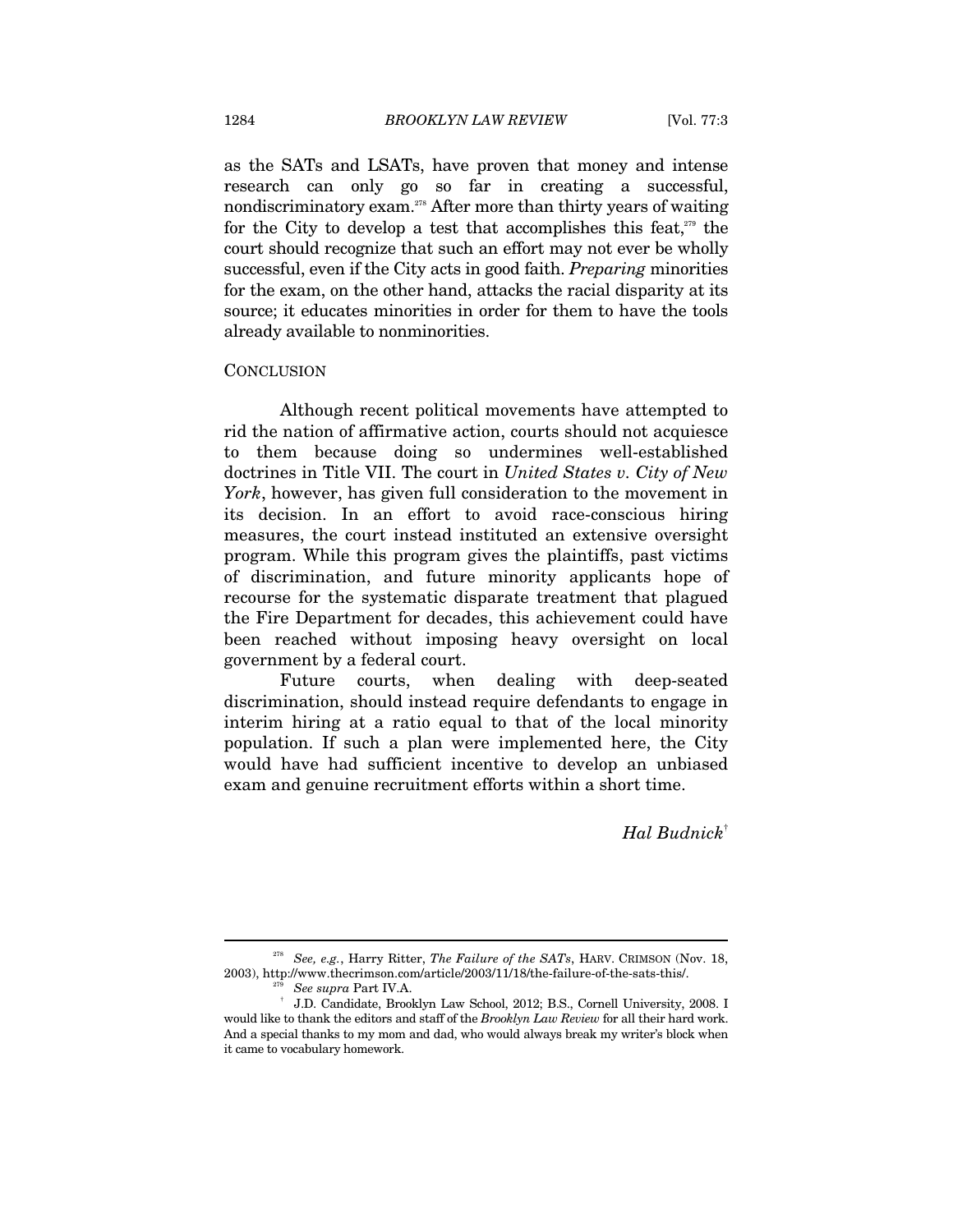as the SATs and LSATs, have proven that money and intense research can only go so far in creating a successful, nondiscriminatory exam.[278] After more than thirty years of waiting for the City to develop a test that accomplishes this feat,[279] the court should recognize that such an effort may not ever be wholly successful, even if the City acts in good faith. *Preparing* minorities for the exam, on the other hand, attacks the racial disparity at its source; it educates minorities in order for them to have the tools already available to nonminorities.

## CONCLUSION

Although recent political movements have attempted to rid the nation of affirmative action, courts should not acquiesce to them because doing so undermines well-established doctrines in Title VII. The court in *United States v. City of New York*, however, has given full consideration to the movement in its decision. In an effort to avoid race-conscious hiring measures, the court instead instituted an extensive oversight program. While this program gives the plaintiffs, past victims of discrimination, and future minority applicants hope of recourse for the systematic disparate treatment that plagued the Fire Department for decades, this achievement could have been reached without imposing heavy oversight on local government by a federal court.

Future courts, when dealing with deep-seated discrimination, should instead require defendants to engage in interim hiring at a ratio equal to that of the local minority population. If such a plan were implemented here, the City would have had sufficient incentive to develop an unbiased exam and genuine recruitment efforts within a short time.

*Hal Budnick*[†]

---

[278] *See, e.g.*, Harry Ritter, *The Failure of the SATs*, HARV. CRIMSON (Nov. 18, 2003), http://www.thecrimson.com/article/2003/11/18/the-failure-of-the-sats-this/.

[279] *See supra* Part IV.A.

[†] J.D. Candidate, Brooklyn Law School, 2012; B.S., Cornell University, 2008. I would like to thank the editors and staff of the *Brooklyn Law Review* for all their hard work. And a special thanks to my mom and dad, who would always break my writer's block when it came to vocabulary homework.